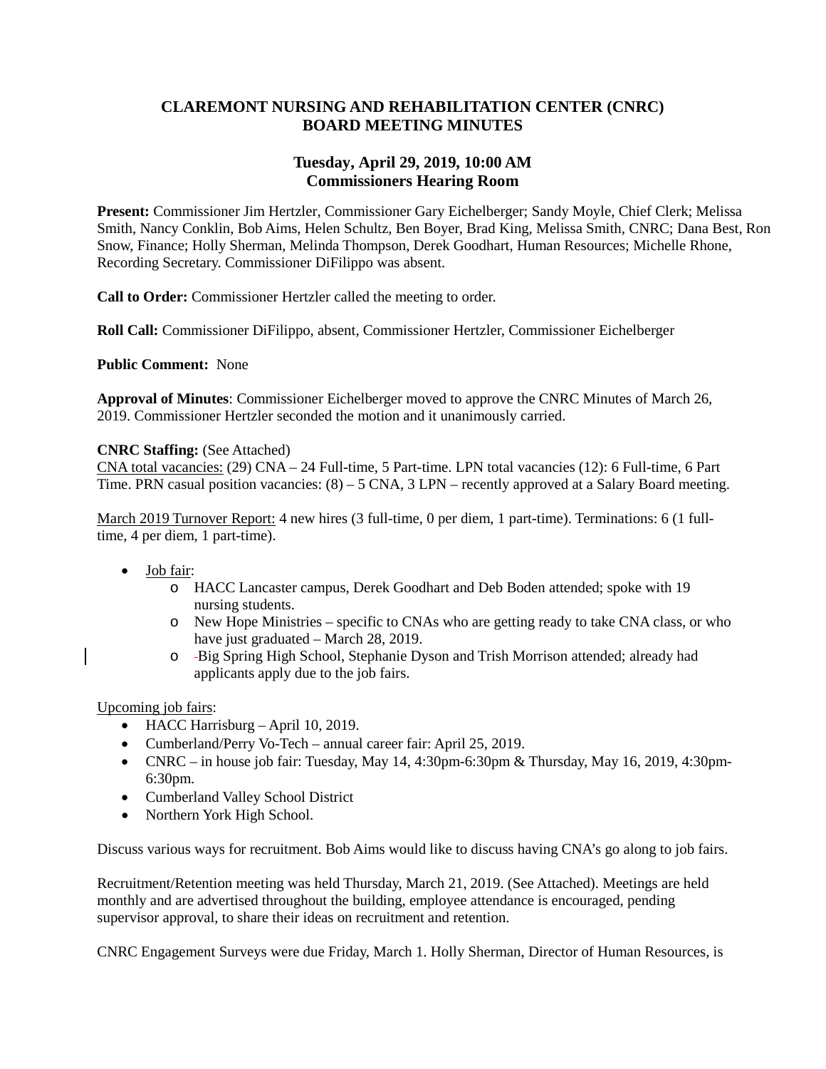# CLAREMONT NURSING AND REHABILITATION CENTER (CNRC)
# BOARD MEETING MINUTES

## Tuesday, April 29, 2019, 10:00 AM
## Commissioners Hearing Room

**Present:** Commissioner Jim Hertzler, Commissioner Gary Eichelberger; Sandy Moyle, Chief Clerk; Melissa Smith, Nancy Conklin, Bob Aims, Helen Schultz, Ben Boyer, Brad King, Melissa Smith, CNRC; Dana Best, Ron Snow, Finance; Holly Sherman, Melinda Thompson, Derek Goodhart, Human Resources; Michelle Rhone, Recording Secretary. Commissioner DiFilippo was absent.

**Call to Order:** Commissioner Hertzler called the meeting to order.

**Roll Call:** Commissioner DiFilippo, absent, Commissioner Hertzler, Commissioner Eichelberger

**Public Comment:** None

**Approval of Minutes**: Commissioner Eichelberger moved to approve the CNRC Minutes of March 26, 2019. Commissioner Hertzler seconded the motion and it unanimously carried.

**CNRC Staffing:** (See Attached)
CNA total vacancies: (29) CNA – 24 Full-time, 5 Part-time. LPN total vacancies (12): 6 Full-time, 6 Part Time. PRN casual position vacancies: (8) – 5 CNA, 3 LPN – recently approved at a Salary Board meeting.

March 2019 Turnover Report: 4 new hires (3 full-time, 0 per diem, 1 part-time). Terminations: 6 (1 full-time, 4 per diem, 1 part-time).

- Job fair:
  - HACC Lancaster campus, Derek Goodhart and Deb Boden attended; spoke with 19 nursing students.
  - New Hope Ministries – specific to CNAs who are getting ready to take CNA class, or who have just graduated – March 28, 2019.
  - Big Spring High School, Stephanie Dyson and Trish Morrison attended; already had applicants apply due to the job fairs.

Upcoming job fairs:
- HACC Harrisburg – April 10, 2019.
- Cumberland/Perry Vo-Tech – annual career fair: April 25, 2019.
- CNRC – in house job fair: Tuesday, May 14, 4:30pm-6:30pm & Thursday, May 16, 2019, 4:30pm-6:30pm.
- Cumberland Valley School District
- Northern York High School.

Discuss various ways for recruitment. Bob Aims would like to discuss having CNA's go along to job fairs.

Recruitment/Retention meeting was held Thursday, March 21, 2019. (See Attached). Meetings are held monthly and are advertised throughout the building, employee attendance is encouraged, pending supervisor approval, to share their ideas on recruitment and retention.

CNRC Engagement Surveys were due Friday, March 1. Holly Sherman, Director of Human Resources, is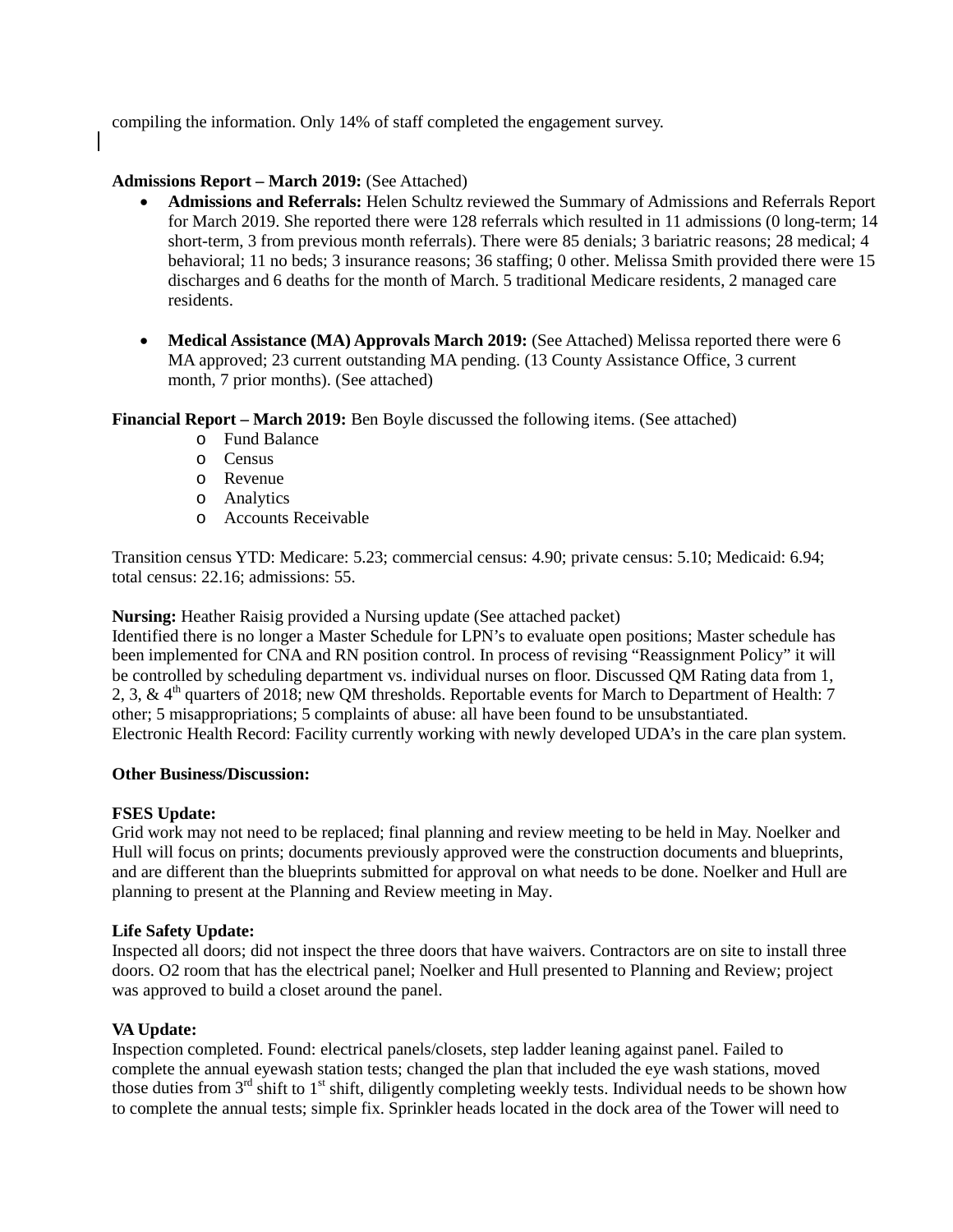compiling the information. Only 14% of staff completed the engagement survey.

**Admissions Report – March 2019:** (See Attached)

- **Admissions and Referrals:** Helen Schultz reviewed the Summary of Admissions and Referrals Report for March 2019. She reported there were 128 referrals which resulted in 11 admissions (0 long-term; 14 short-term, 3 from previous month referrals). There were 85 denials; 3 bariatric reasons; 28 medical; 4 behavioral; 11 no beds; 3 insurance reasons; 36 staffing; 0 other. Melissa Smith provided there were 15 discharges and 6 deaths for the month of March. 5 traditional Medicare residents, 2 managed care residents.

- **Medical Assistance (MA) Approvals March 2019:** (See Attached) Melissa reported there were 6 MA approved; 23 current outstanding MA pending. (13 County Assistance Office, 3 current month, 7 prior months). (See attached)

**Financial Report – March 2019:** Ben Boyle discussed the following items. (See attached)

- Fund Balance
- Census
- Revenue
- Analytics
- Accounts Receivable

Transition census YTD: Medicare: 5.23; commercial census: 4.90; private census: 5.10; Medicaid: 6.94; total census: 22.16; admissions: 55.

**Nursing:** Heather Raisig provided a Nursing update (See attached packet)
Identified there is no longer a Master Schedule for LPN's to evaluate open positions; Master schedule has been implemented for CNA and RN position control. In process of revising "Reassignment Policy" it will be controlled by scheduling department vs. individual nurses on floor. Discussed QM Rating data from 1, 2, 3, & 4th quarters of 2018; new QM thresholds. Reportable events for March to Department of Health: 7 other; 5 misappropriations; 5 complaints of abuse: all have been found to be unsubstantiated.
Electronic Health Record: Facility currently working with newly developed UDA's in the care plan system.

**Other Business/Discussion:**

**FSES Update:**
Grid work may not need to be replaced; final planning and review meeting to be held in May. Noelker and Hull will focus on prints; documents previously approved were the construction documents and blueprints, and are different than the blueprints submitted for approval on what needs to be done. Noelker and Hull are planning to present at the Planning and Review meeting in May.

**Life Safety Update:**
Inspected all doors; did not inspect the three doors that have waivers. Contractors are on site to install three doors. O2 room that has the electrical panel; Noelker and Hull presented to Planning and Review; project was approved to build a closet around the panel.

**VA Update:**
Inspection completed. Found: electrical panels/closets, step ladder leaning against panel. Failed to complete the annual eyewash station tests; changed the plan that included the eye wash stations, moved those duties from 3rd shift to 1st shift, diligently completing weekly tests. Individual needs to be shown how to complete the annual tests; simple fix. Sprinkler heads located in the dock area of the Tower will need to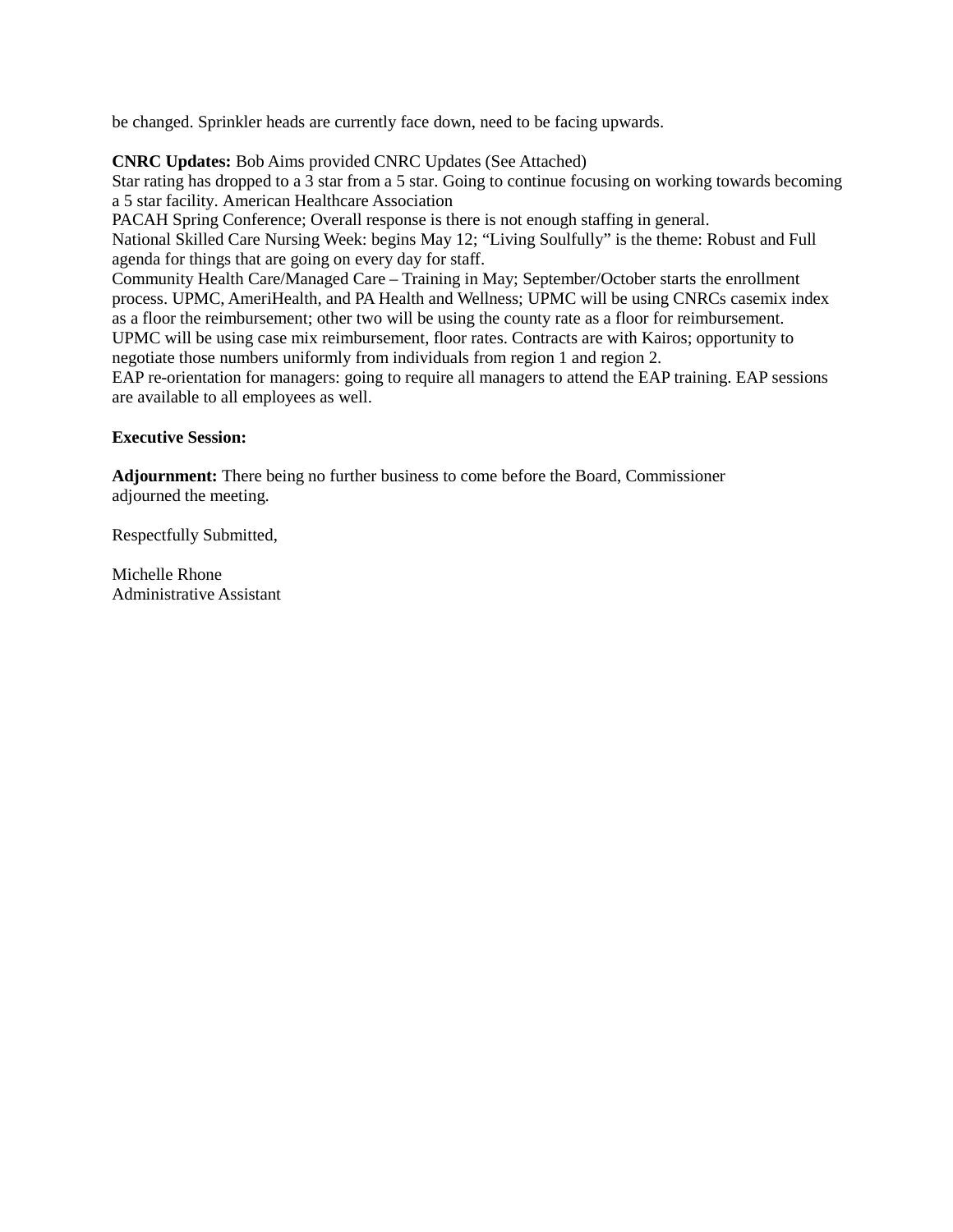be changed. Sprinkler heads are currently face down, need to be facing upwards.

**CNRC Updates:** Bob Aims provided CNRC Updates (See Attached)
Star rating has dropped to a 3 star from a 5 star. Going to continue focusing on working towards becoming a 5 star facility. American Healthcare Association
PACAH Spring Conference; Overall response is there is not enough staffing in general.
National Skilled Care Nursing Week: begins May 12; "Living Soulfully" is the theme: Robust and Full agenda for things that are going on every day for staff.
Community Health Care/Managed Care – Training in May; September/October starts the enrollment process. UPMC, AmeriHealth, and PA Health and Wellness; UPMC will be using CNRCs casemix index as a floor the reimbursement; other two will be using the county rate as a floor for reimbursement. UPMC will be using case mix reimbursement, floor rates. Contracts are with Kairos; opportunity to negotiate those numbers uniformly from individuals from region 1 and region 2.
EAP re-orientation for managers: going to require all managers to attend the EAP training. EAP sessions are available to all employees as well.

**Executive Session:**

**Adjournment:** There being no further business to come before the Board, Commissioner adjourned the meeting.

Respectfully Submitted,

Michelle Rhone
Administrative Assistant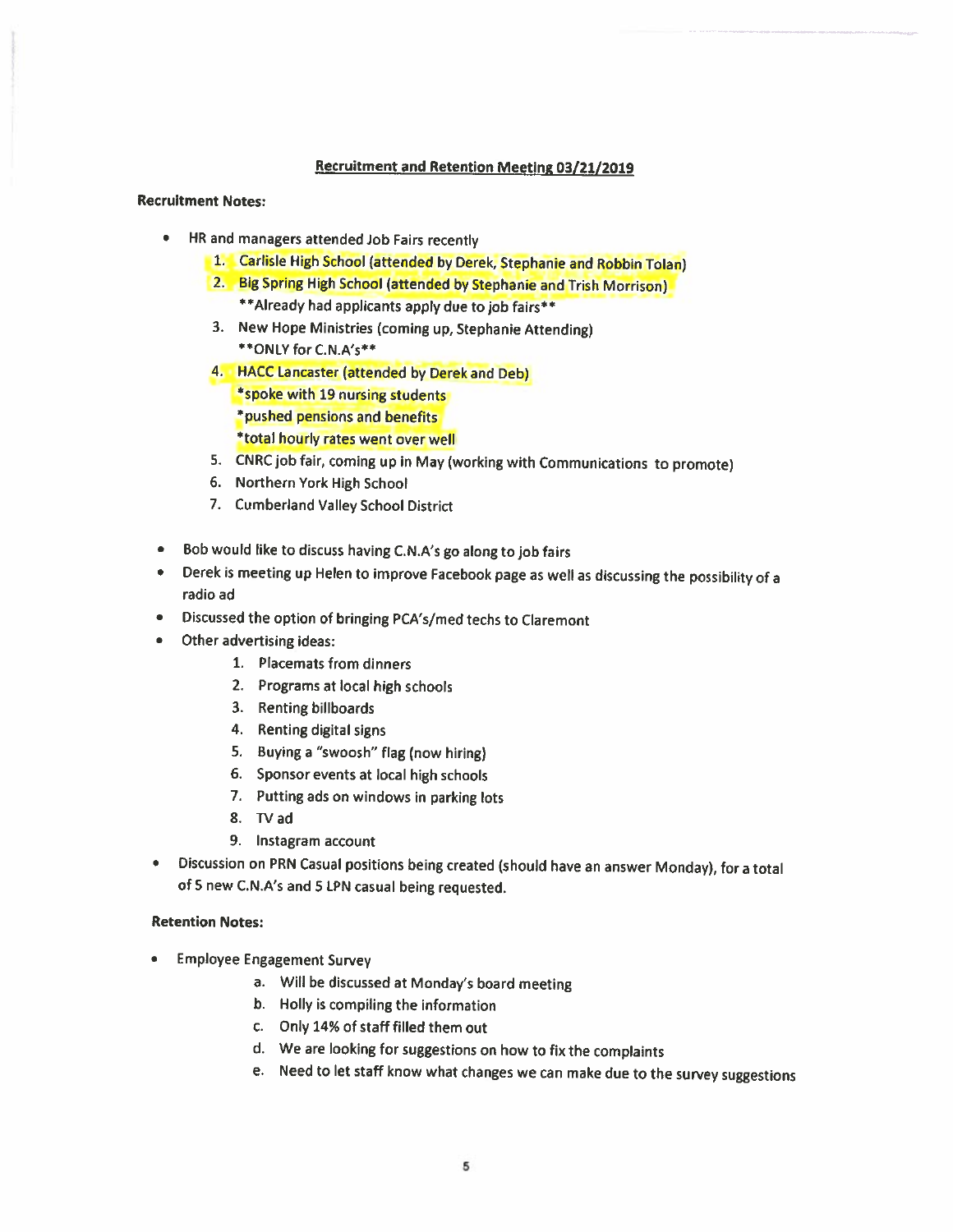## Recruitment and Retention Meeting 03/21/2019

**Recruitment Notes:**

- HR and managers attended Job Fairs recently
  1. Carlisle High School (attended by Derek, Stephanie and Robbin Tolan)
  2. Big Spring High School (attended by Stephanie and Trish Morrison)
     **Already had applicants apply due to job fairs**
  3. New Hope Ministries (coming up, Stephanie Attending)
     **ONLY for C.N.A's**
  4. HACC Lancaster (attended by Derek and Deb)
     *spoke with 19 nursing students
     *pushed pensions and benefits
     *total hourly rates went over well
  5. CNRC job fair, coming up in May (working with Communications to promote)
  6. Northern York High School
  7. Cumberland Valley School District

- Bob would like to discuss having C.N.A's go along to job fairs
- Derek is meeting up Helen to improve Facebook page as well as discussing the possibility of a radio ad
- Discussed the option of bringing PCA's/med techs to Claremont
- Other advertising ideas:
  1. Placemats from dinners
  2. Programs at local high schools
  3. Renting billboards
  4. Renting digital signs
  5. Buying a "swoosh" flag (now hiring)
  6. Sponsor events at local high schools
  7. Putting ads on windows in parking lots
  8. TV ad
  9. Instagram account
- Discussion on PRN Casual positions being created (should have an answer Monday), for a total of 5 new C.N.A's and 5 LPN casual being requested.

**Retention Notes:**

- Employee Engagement Survey
  a. Will be discussed at Monday's board meeting
  b. Holly is compiling the information
  c. Only 14% of staff filled them out
  d. We are looking for suggestions on how to fix the complaints
  e. Need to let staff know what changes we can make due to the survey suggestions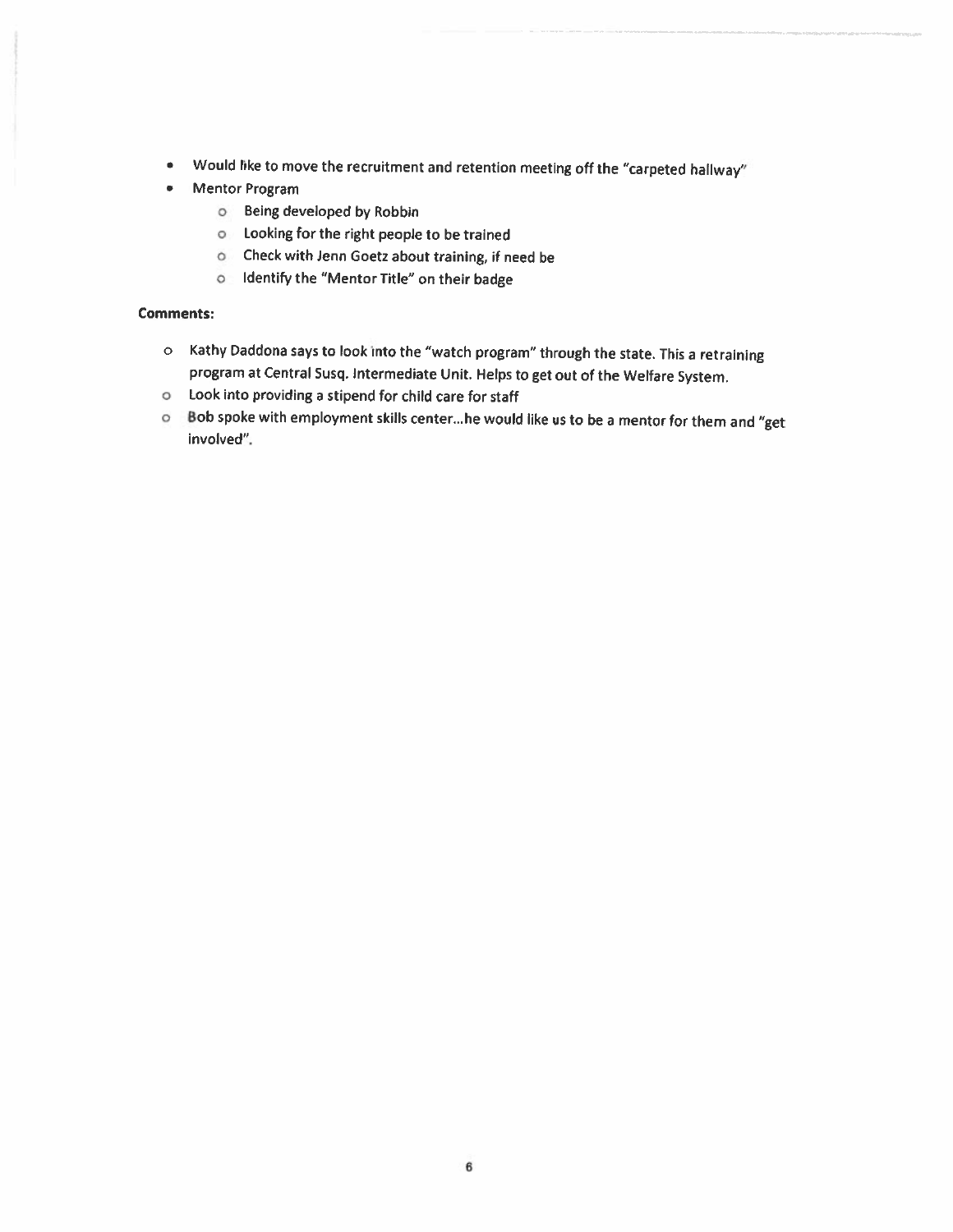- Would like to move the recruitment and retention meeting off the "carpeted hallway"
- Mentor Program
  - Being developed by Robbin
  - Looking for the right people to be trained
  - Check with Jenn Goetz about training, if need be
  - Identify the "Mentor Title" on their badge

**Comments:**

- Kathy Daddona says to look into the "watch program" through the state. This a retraining program at Central Susq. Intermediate Unit. Helps to get out of the Welfare System.
- Look into providing a stipend for child care for staff
- Bob spoke with employment skills center...he would like us to be a mentor for them and "get involved".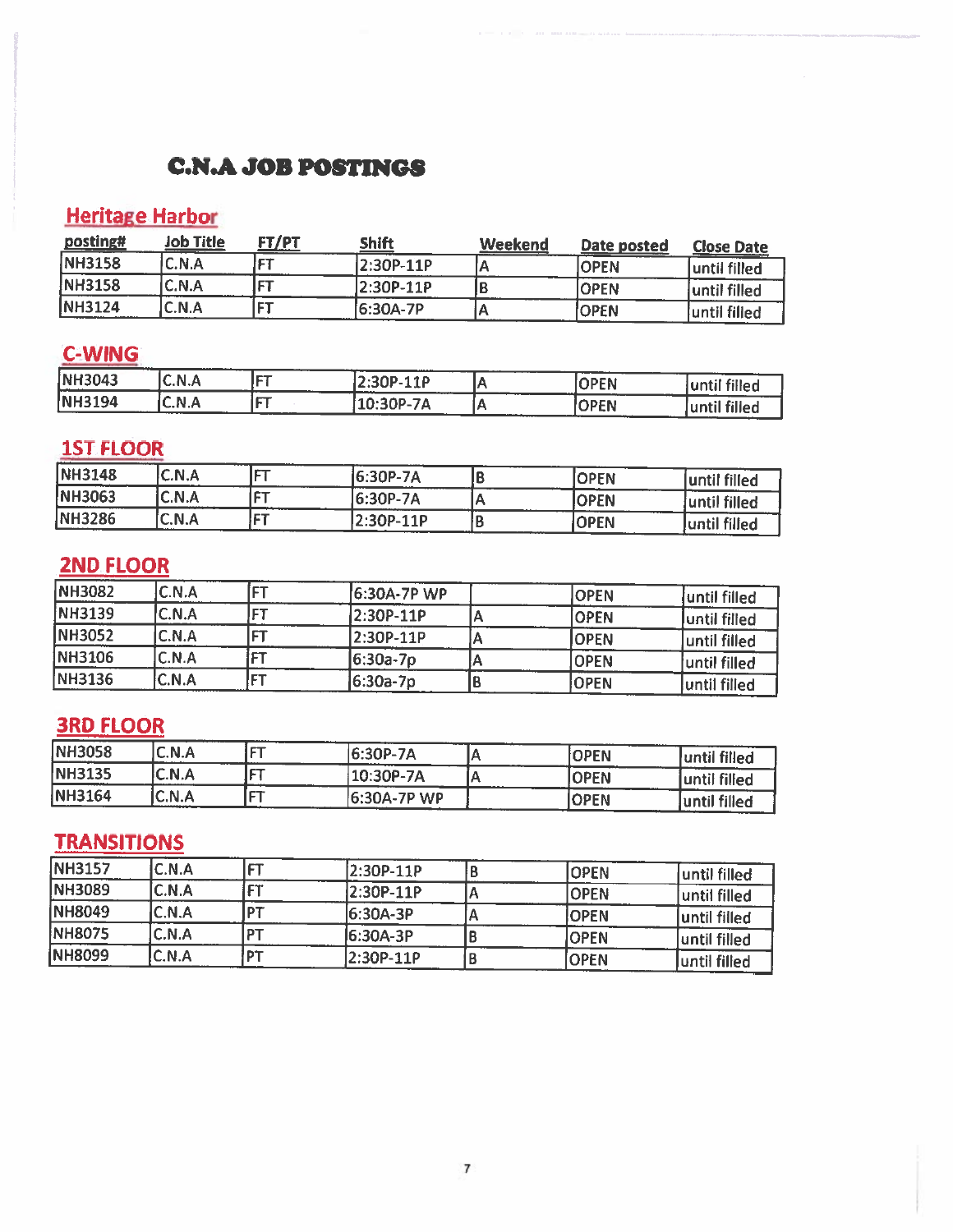# C.N.A JOB POSTINGS

## Heritage Harbor

| posting# | Job Title | FT/PT | Shift | Weekend | Date posted | Close Date |
|---|---|---|---|---|---|---|
| NH3158 | C.N.A | FT | 2:30P-11P | A | OPEN | until filled |
| NH3158 | C.N.A | FT | 2:30P-11P | B | OPEN | until filled |
| NH3124 | C.N.A | FT | 6:30A-7P | A | OPEN | until filled |

## C-WING

| posting# | Job Title | FT/PT | Shift | Weekend | Date posted | Close Date |
|---|---|---|---|---|---|---|
| NH3043 | C.N.A | FT | 2:30P-11P | A | OPEN | until filled |
| NH3194 | C.N.A | FT | 10:30P-7A | A | OPEN | until filled |

## 1ST FLOOR

| posting# | Job Title | FT/PT | Shift | Weekend | Date posted | Close Date |
|---|---|---|---|---|---|---|
| NH3148 | C.N.A | FT | 6:30P-7A | B | OPEN | until filled |
| NH3063 | C.N.A | FT | 6:30P-7A | A | OPEN | until filled |
| NH3286 | C.N.A | FT | 2:30P-11P | B | OPEN | until filled |

## 2ND FLOOR

| posting# | Job Title | FT/PT | Shift | Weekend | Date posted | Close Date |
|---|---|---|---|---|---|---|
| NH3082 | C.N.A | FT | 6:30A-7P WP | | OPEN | until filled |
| NH3139 | C.N.A | FT | 2:30P-11P | A | OPEN | until filled |
| NH3052 | C.N.A | FT | 2:30P-11P | A | OPEN | until filled |
| NH3106 | C.N.A | FT | 6:30a-7p | A | OPEN | until filled |
| NH3136 | C.N.A | FT | 6:30a-7p | B | OPEN | until filled |

## 3RD FLOOR

| posting# | Job Title | FT/PT | Shift | Weekend | Date posted | Close Date |
|---|---|---|---|---|---|---|
| NH3058 | C.N.A | FT | 6:30P-7A | A | OPEN | until filled |
| NH3135 | C.N.A | FT | 10:30P-7A | A | OPEN | until filled |
| NH3164 | C.N.A | FT | 6:30A-7P WP | | OPEN | until filled |

## TRANSITIONS

| posting# | Job Title | FT/PT | Shift | Weekend | Date posted | Close Date |
|---|---|---|---|---|---|---|
| NH3157 | C.N.A | FT | 2:30P-11P | B | OPEN | until filled |
| NH3089 | C.N.A | FT | 2:30P-11P | A | OPEN | until filled |
| NH8049 | C.N.A | PT | 6:30A-3P | A | OPEN | until filled |
| NH8075 | C.N.A | PT | 6:30A-3P | B | OPEN | until filled |
| NH8099 | C.N.A | PT | 2:30P-11P | B | OPEN | until filled |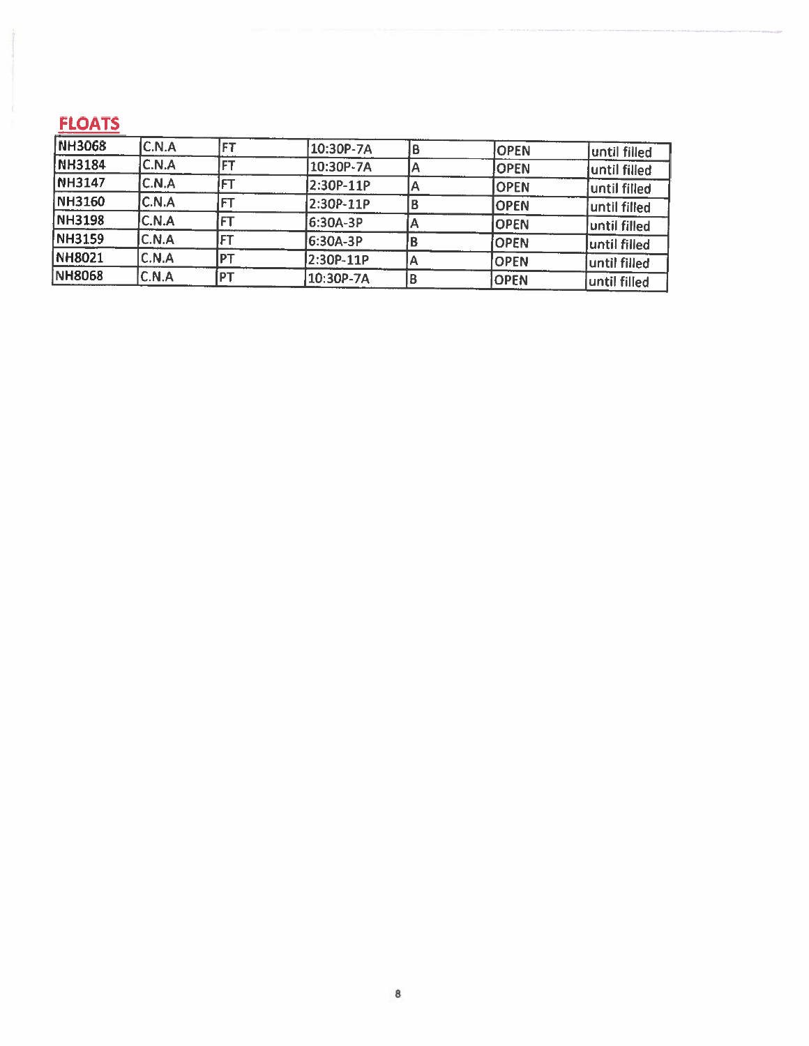## FLOATS

| | | | | | | |
|---|---|---|---|---|---|---|
| NH3068 | C.N.A | FT | 10:30P-7A | B | OPEN | until filled |
| NH3184 | C.N.A | FT | 10:30P-7A | A | OPEN | until filled |
| NH3147 | C.N.A | FT | 2:30P-11P | A | OPEN | until filled |
| NH3160 | C.N.A | FT | 2:30P-11P | B | OPEN | until filled |
| NH3198 | C.N.A | FT | 6:30A-3P | A | OPEN | until filled |
| NH3159 | C.N.A | FT | 6:30A-3P | B | OPEN | until filled |
| NH8021 | C.N.A | PT | 2:30P-11P | A | OPEN | until filled |
| NH8068 | C.N.A | PT | 10:30P-7A | B | OPEN | until filled |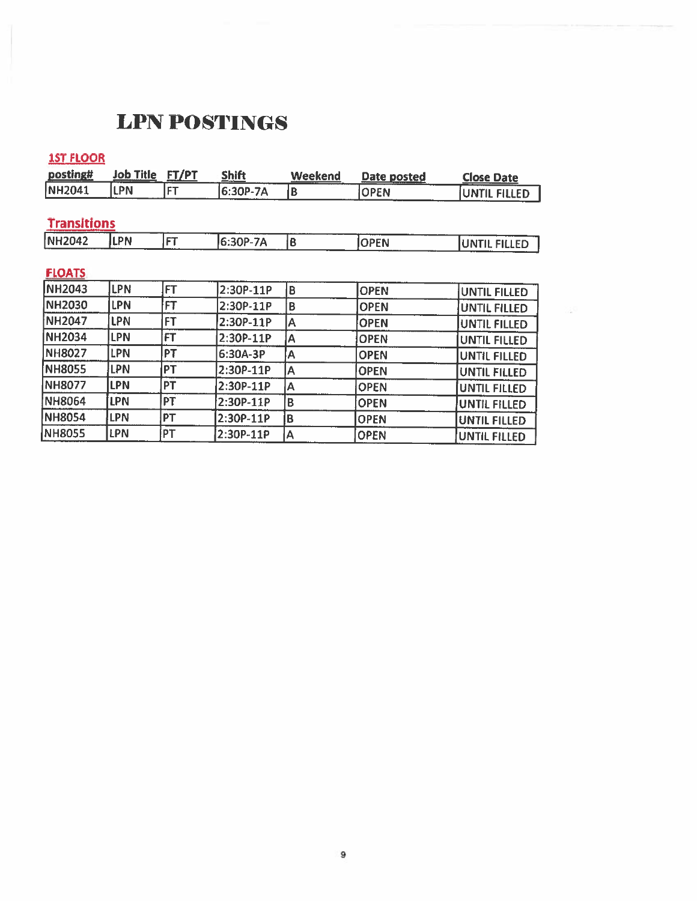# LPN POSTINGS

## 1ST FLOOR

| posting# | Job Title | FT/PT | Shift | Weekend | Date posted | Close Date |
|---|---|---|---|---|---|---|
| NH2041 | LPN | FT | 6:30P-7A | B | OPEN | UNTIL FILLED |

## Transitions

| posting# | Job Title | FT/PT | Shift | Weekend | Date posted | Close Date |
|---|---|---|---|---|---|---|
| NH2042 | LPN | FT | 6:30P-7A | B | OPEN | UNTIL FILLED |

## FLOATS

| posting# | Job Title | FT/PT | Shift | Weekend | Date posted | Close Date |
|---|---|---|---|---|---|---|
| NH2043 | LPN | FT | 2:30P-11P | B | OPEN | UNTIL FILLED |
| NH2030 | LPN | FT | 2:30P-11P | B | OPEN | UNTIL FILLED |
| NH2047 | LPN | FT | 2:30P-11P | A | OPEN | UNTIL FILLED |
| NH2034 | LPN | FT | 2:30P-11P | A | OPEN | UNTIL FILLED |
| NH8027 | LPN | PT | 6:30A-3P | A | OPEN | UNTIL FILLED |
| NH8055 | LPN | PT | 2:30P-11P | A | OPEN | UNTIL FILLED |
| NH8077 | LPN | PT | 2:30P-11P | A | OPEN | UNTIL FILLED |
| NH8064 | LPN | PT | 2:30P-11P | B | OPEN | UNTIL FILLED |
| NH8054 | LPN | PT | 2:30P-11P | B | OPEN | UNTIL FILLED |
| NH8055 | LPN | PT | 2:30P-11P | A | OPEN | UNTIL FILLED |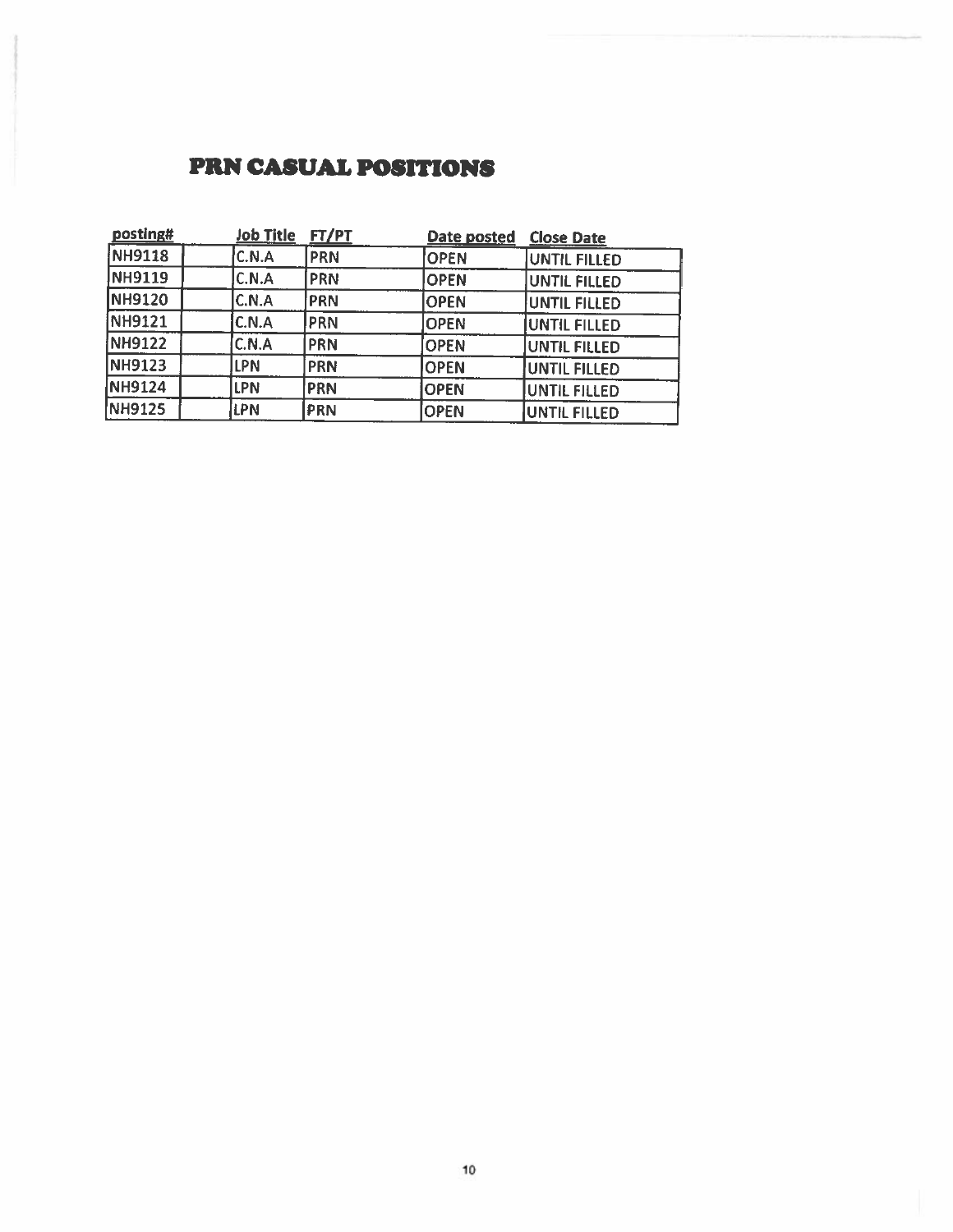# PRN CASUAL POSITIONS

| posting# | Job Title | FT/PT | Date posted | Close Date |
|---|---|---|---|---|
| NH9118 | C.N.A | PRN | OPEN | UNTIL FILLED |
| NH9119 | C.N.A | PRN | OPEN | UNTIL FILLED |
| NH9120 | C.N.A | PRN | OPEN | UNTIL FILLED |
| NH9121 | C.N.A | PRN | OPEN | UNTIL FILLED |
| NH9122 | C.N.A | PRN | OPEN | UNTIL FILLED |
| NH9123 | LPN | PRN | OPEN | UNTIL FILLED |
| NH9124 | LPN | PRN | OPEN | UNTIL FILLED |
| NH9125 | LPN | PRN | OPEN | UNTIL FILLED |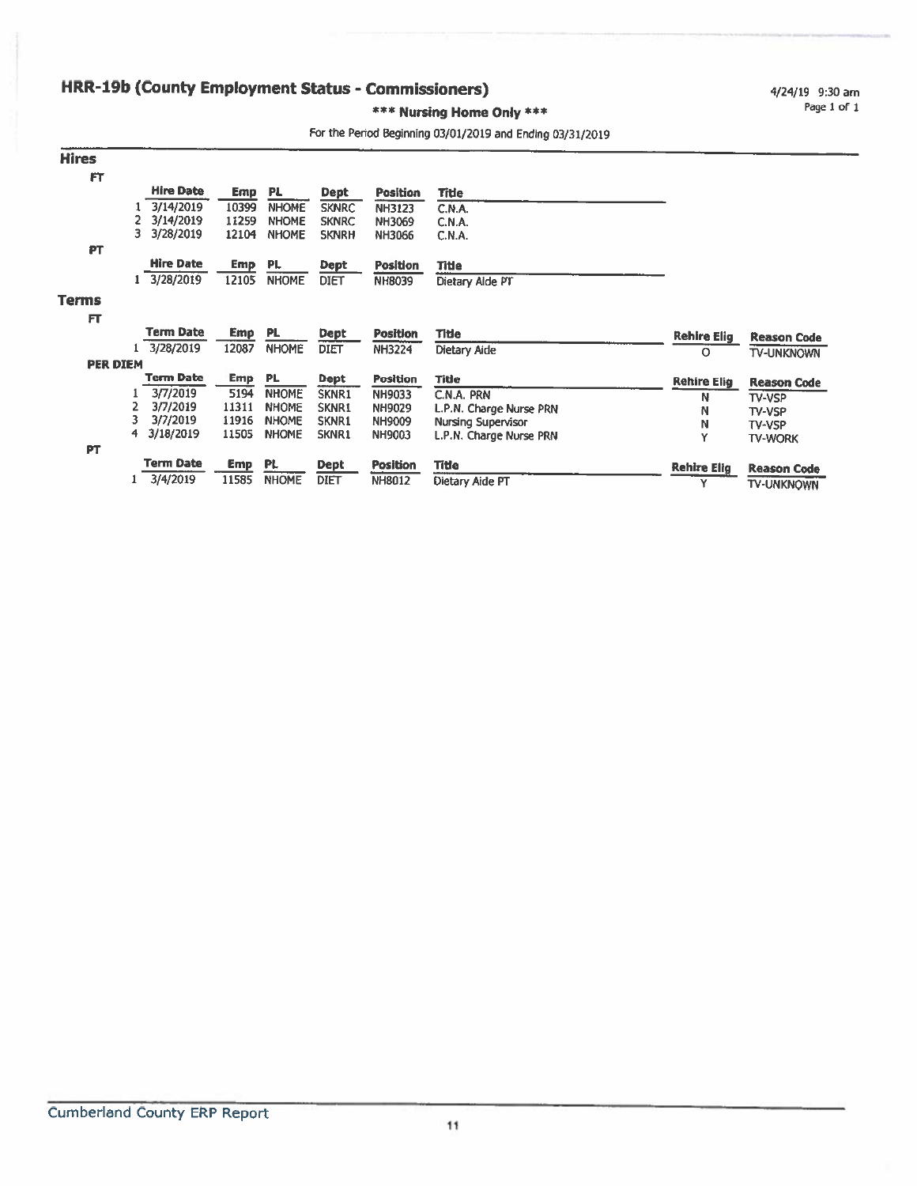# HRR-19b (County Employment Status - Commissioners)

4/24/19 9:30 am

**\*\*\* Nursing Home Only \*\*\***

For the Period Beginning 03/01/2019 and Ending 03/31/2019

## Hires

### FT

| | Hire Date | Emp | PL | Dept | Position | Title |
|---|---|---|---|---|---|---|
| 1 | 3/14/2019 | 10399 | NHOME | SKNRC | NH3123 | C.N.A. |
| 2 | 3/14/2019 | 11259 | NHOME | SKNRC | NH3069 | C.N.A. |
| 3 | 3/28/2019 | 12104 | NHOME | SKNRH | NH3066 | C.N.A. |

### PT

| | Hire Date | Emp | PL | Dept | Position | Title |
|---|---|---|---|---|---|---|
| 1 | 3/28/2019 | 12105 | NHOME | DIET | NH8039 | Dietary Aide PT |

## Terms

### FT

| | Term Date | Emp | PL | Dept | Position | Title | Rehire Elig | Reason Code |
|---|---|---|---|---|---|---|---|---|
| 1 | 3/28/2019 | 12087 | NHOME | DIET | NH3224 | Dietary Aide | O | TV-UNKNOWN |

### PER DIEM

| | Term Date | Emp | PL | Dept | Position | Title | Rehire Elig | Reason Code |
|---|---|---|---|---|---|---|---|---|
| 1 | 3/7/2019 | 5194 | NHOME | SKNR1 | NH9033 | C.N.A. PRN | N | TV-VSP |
| 2 | 3/7/2019 | 11311 | NHOME | SKNR1 | NH9029 | L.P.N. Charge Nurse PRN | N | TV-VSP |
| 3 | 3/7/2019 | 11916 | NHOME | SKNR1 | NH9009 | Nursing Supervisor | N | TV-VSP |
| 4 | 3/18/2019 | 11505 | NHOME | SKNR1 | NH9003 | L.P.N. Charge Nurse PRN | Y | TV-WORK |

### PT

| | Term Date | Emp | PL | Dept | Position | Title | Rehire Elig | Reason Code |
|---|---|---|---|---|---|---|---|---|
| 1 | 3/4/2019 | 11585 | NHOME | DIET | NH8012 | Dietary Aide PT | Y | TV-UNKNOWN |

Cumberland County ERP Report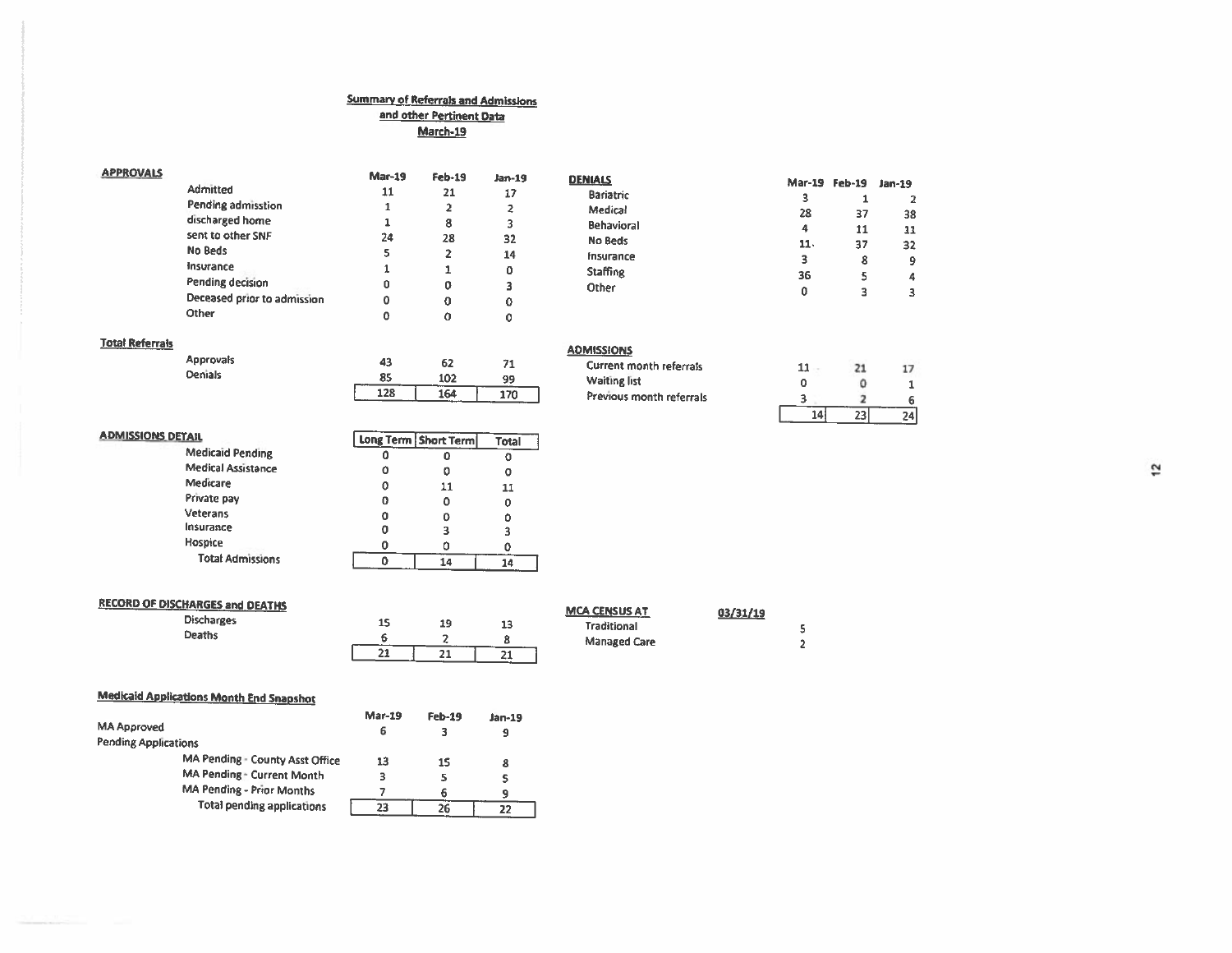**Summary of Referrals and Admissions**
**and other Pertinent Data**
**March-19**

**APPROVALS**

| | Mar-19 | Feb-19 | Jan-19 |
|---|---|---|---|
| Admitted | 11 | 21 | 17 |
| Pending admisstion | 1 | 2 | 2 |
| discharged home | 1 | 8 | 3 |
| sent to other SNF | 24 | 28 | 32 |
| No Beds | 5 | 2 | 14 |
| Insurance | 1 | 1 | 0 |
| Pending decision | 0 | 0 | 3 |
| Deceased prior to admission | 0 | 0 | 0 |
| Other | 0 | 0 | 0 |

**DENIALS**

| | Mar-19 | Feb-19 | Jan-19 |
|---|---|---|---|
| Bariatric | 3 | 1 | 2 |
| Medical | 28 | 37 | 38 |
| Behavioral | 4 | 11 | 11 |
| No Beds | 11 | 37 | 32 |
| Insurance | 3 | 8 | 9 |
| Staffing | 36 | 5 | 4 |
| Other | 0 | 3 | 3 |

**Total Referrals**

| | Mar-19 | Feb-19 | Jan-19 |
|---|---|---|---|
| Approvals | 43 | 62 | 71 |
| Denials | 85 | 102 | 99 |
| | 128 | 164 | 170 |

**ADMISSIONS**

| | Mar-19 | Feb-19 | Jan-19 |
|---|---|---|---|
| Current month referrals | 11 | 21 | 17 |
| Waiting list | 0 | 0 | 1 |
| Previous month referrals | 3 | 2 | 6 |
| | 14 | 23 | 24 |

**ADMISSIONS DETAIL**

| | Long Term | Short Term | Total |
|---|---|---|---|
| Medicaid Pending | 0 | 0 | 0 |
| Medical Assistance | 0 | 0 | 0 |
| Medicare | 0 | 11 | 11 |
| Private pay | 0 | 0 | 0 |
| Veterans | 0 | 0 | 0 |
| Insurance | 0 | 3 | 3 |
| Hospice | 0 | 0 | 0 |
| Total Admissions | 0 | 14 | 14 |

**RECORD OF DISCHARGES and DEATHS**

| | Mar-19 | Feb-19 | Jan-19 |
|---|---|---|---|
| Discharges | 15 | 19 | 13 |
| Deaths | 6 | 2 | 8 |
| | 21 | 21 | 21 |

**MCA CENSUS AT** **03/31/19**

| | |
|---|---|
| Traditional | 5 |
| Managed Care | 2 |

**Medicaid Applications Month End Snapshot**

| | Mar-19 | Feb-19 | Jan-19 |
|---|---|---|---|
| MA Approved | 6 | 3 | 9 |
| Pending Applications | | | |
| MA Pending - County Asst Office | 13 | 15 | 8 |
| MA Pending - Current Month | 3 | 5 | 5 |
| MA Pending - Prior Months | 7 | 6 | 9 |
| Total pending applications | 23 | 26 | 22 |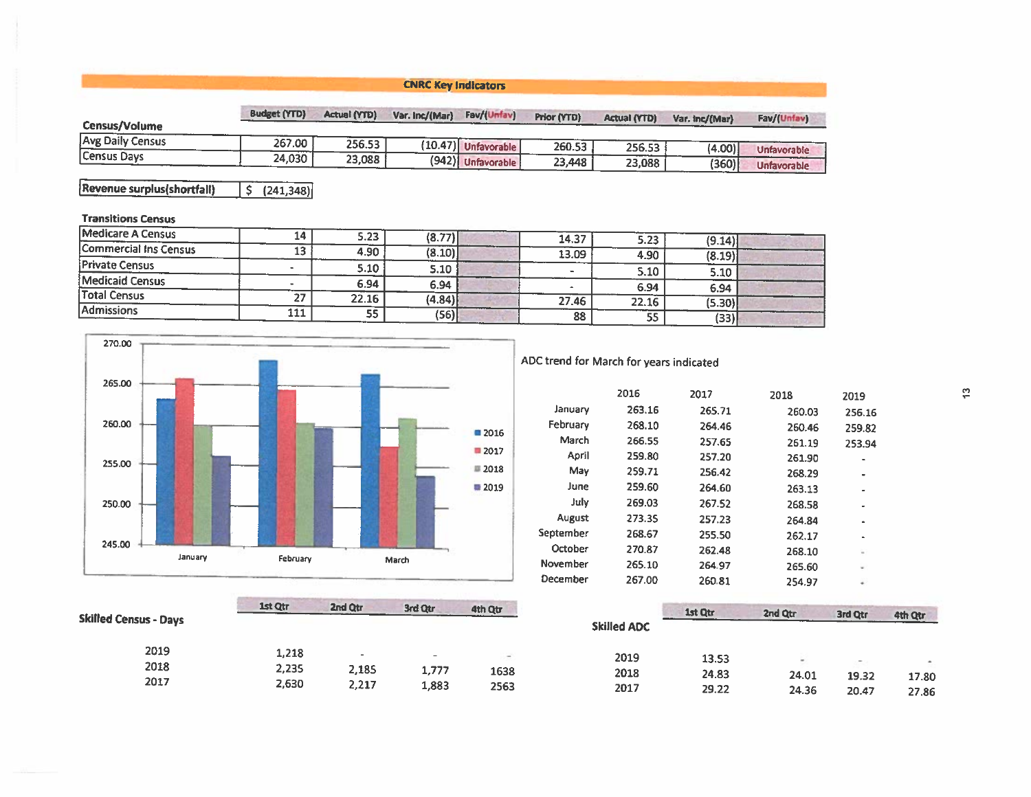## CNRC Key Indicators

| Census/Volume | Budget (YTD) | Actual (YTD) | Var. Inc/(Mar) | Fav/(Unfav) | Prior (YTD) | Actual (YTD) | Var. Inc/(Mar) | Fav/(Unfav) |
|---|---|---|---|---|---|---|---|---|
| Avg Daily Census | 267.00 | 256.53 | (10.47) | Unfavorable | 260.53 | 256.53 | (4.00) | Unfavorable |
| Census Days | 24,030 | 23,088 | (942) | Unfavorable | 23,448 | 23,088 | (360) | Unfavorable |

| Revenue surplus(shortfall) | $ (241,348) |
|---|---|

**Transitions Census**

| | Budget (YTD) | Actual (YTD) | Var. Inc/(Mar) | Fav/(Unfav) | Prior (YTD) | Actual (YTD) | Var. Inc/(Mar) | Fav/(Unfav) |
|---|---|---|---|---|---|---|---|---|
| Medicare A Census | 14 | 5.23 | (8.77) | | 14.37 | 5.23 | (9.14) | |
| Commercial Ins Census | 13 | 4.90 | (8.10) | | 13.09 | 4.90 | (8.19) | |
| Private Census | - | 5.10 | 5.10 | | - | 5.10 | 5.10 | |
| Medicaid Census | - | 6.94 | 6.94 | | - | 6.94 | 6.94 | |
| Total Census | 27 | 22.16 | (4.84) | | 27.46 | 22.16 | (5.30) | |
| Admissions | 111 | 55 | (56) | | 88 | 55 | (33) | |

ADC trend for March for years indicated

| | 2016 | 2017 | 2018 | 2019 |
|---|---|---|---|---|
| January | 263.16 | 265.71 | 260.03 | 256.16 |
| February | 268.10 | 264.46 | 260.46 | 259.82 |
| March | 266.55 | 257.65 | 261.19 | 253.94 |
| April | 259.80 | 257.20 | 261.90 | - |
| May | 259.71 | 256.42 | 268.29 | - |
| June | 259.60 | 264.60 | 263.13 | - |
| July | 269.03 | 267.52 | 268.58 | - |
| August | 273.35 | 257.23 | 264.84 | - |
| September | 268.67 | 255.50 | 262.17 | - |
| October | 270.87 | 262.48 | 268.10 | - |
| November | 265.10 | 264.97 | 265.60 | - |
| December | 267.00 | 260.81 | 254.97 | - |

**Skilled Census - Days**

| | 1st Qtr | 2nd Qtr | 3rd Qtr | 4th Qtr |
|---|---|---|---|---|
| 2019 | 1,218 | - | - | - |
| 2018 | 2,235 | 2,185 | 1,777 | 1638 |
| 2017 | 2,630 | 2,217 | 1,883 | 2563 |

**Skilled ADC**

| | 1st Qtr | 2nd Qtr | 3rd Qtr | 4th Qtr |
|---|---|---|---|---|
| 2019 | 13.53 | - | - | - |
| 2018 | 24.83 | 24.01 | 19.32 | 17.80 |
| 2017 | 29.22 | 24.36 | 20.47 | 27.86 |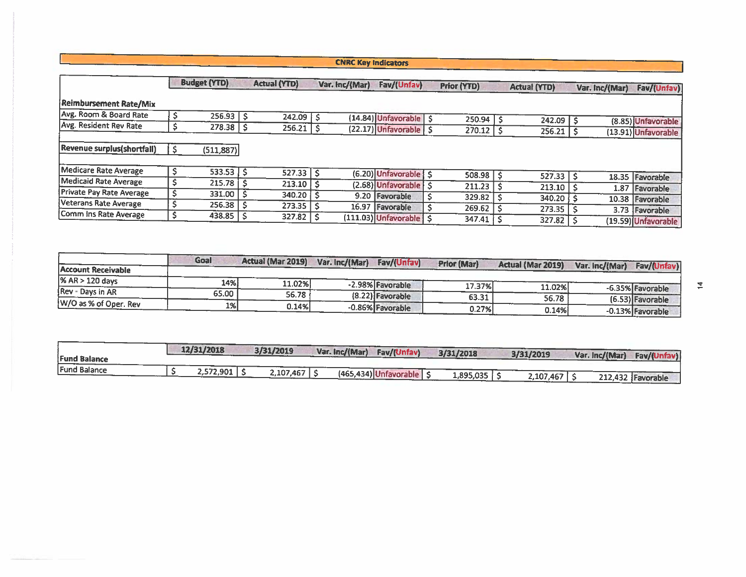## CNRC Key Indicators

| | Budget (YTD) | Actual (YTD) | Var. Inc/(Mar) | Fav/(Unfav) | Prior (YTD) | Actual (YTD) | Var. Inc/(Mar) | Fav/(Unfav) |
|---|---|---|---|---|---|---|---|---|
| **Reimbursement Rate/Mix** | | | | | | | | |
| Avg. Room & Board Rate | $ 256.93 | $ 242.09 | $ (14.84) | Unfavorable | $ 250.94 | $ 242.09 | $ (8.85) | Unfavorable |
| Avg. Resident Rev Rate | $ 278.38 | $ 256.21 | $ (22.17) | Unfavorable | $ 270.12 | $ 256.21 | $ (13.91) | Unfavorable |
| **Revenue surplus(shortfall)** | $ (511,887) | | | | | | | |
| Medicare Rate Average | $ 533.53 | $ 527.33 | $ (6.20) | Unfavorable | $ 508.98 | $ 527.33 | $ 18.35 | Favorable |
| Medicaid Rate Average | $ 215.78 | $ 213.10 | $ (2.68) | Unfavorable | $ 211.23 | $ 213.10 | $ 1.87 | Favorable |
| Private Pay Rate Average | $ 331.00 | $ 340.20 | $ 9.20 | Favorable | $ 329.82 | $ 340.20 | $ 10.38 | Favorable |
| Veterans Rate Average | $ 256.38 | $ 273.35 | $ 16.97 | Favorable | $ 269.62 | $ 273.35 | $ 3.73 | Favorable |
| Comm Ins Rate Average | $ 438.85 | $ 327.82 | $ (111.03) | Unfavorable | $ 347.41 | $ 327.82 | $ (19.59) | Unfavorable |

| Account Receivable | Goal | Actual (Mar 2019) | Var. Inc/(Mar) | Fav/(Unfav) | Prior (Mar) | Actual (Mar 2019) | Var. Inc/(Mar) | Fav/(Unfav) |
|---|---|---|---|---|---|---|---|---|
| % AR > 120 days | 14% | 11.02% | -2.98% | Favorable | 17.37% | 11.02% | -6.35% | Favorable |
| Rev - Days in AR | 65.00 | 56.78 | (8.22) | Favorable | 63.31 | 56.78 | (6.53) | Favorable |
| W/O as % of Oper. Rev | 1% | 0.14% | -0.86% | Favorable | 0.27% | 0.14% | -0.13% | Favorable |

| Fund Balance | 12/31/2018 | 3/31/2019 | Var. Inc/(Mar) | Fav/(Unfav) | 3/31/2018 | 3/31/2019 | Var. Inc/(Mar) | Fav/(Unfav) |
|---|---|---|---|---|---|---|---|---|
| Fund Balance | $ 2,572,901 | $ 2,107,467 | $ (465,434) | Unfavorable | $ 1,895,035 | $ 2,107,467 | $ 212,432 | Favorable |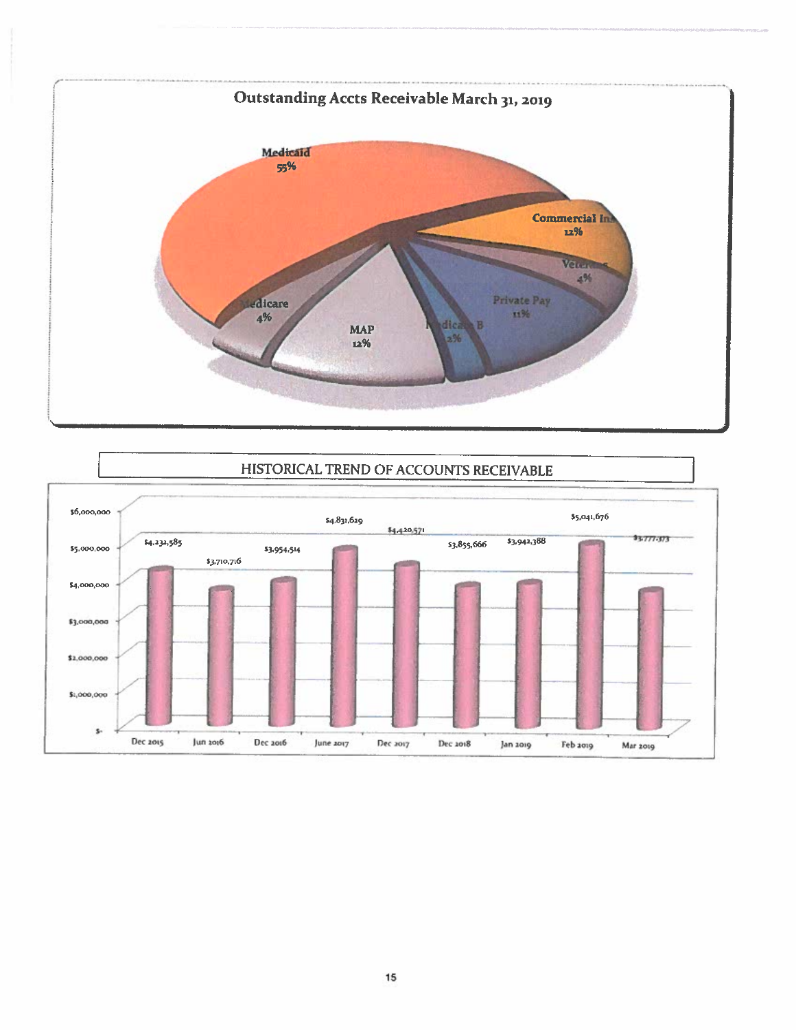## Outstanding Accts Receivable March 31, 2019

| Category | Percentage |
|---|---|
| Medicaid | 55% |
| Commercial Ins | 12% |
| Veterans | 4% |
| Private Pay | 11% |
| Medicare B | 2% |
| MAP | 12% |
| Medicare | 4% |

## HISTORICAL TREND OF ACCOUNTS RECEIVABLE

| Period | Accounts Receivable |
|---|---|
| Dec 2015 | $4,232,585 |
| Jun 2016 | $3,710,716 |
| Dec 2016 | $3,954,514 |
| June 2017 | $4,831,629 |
| Dec 2017 | $4,420,571 |
| Dec 2018 | $3,855,666 |
| Jan 2019 | $3,942,388 |
| Feb 2019 | $5,041,676 |
| Mar 2019 | $3,777,373 |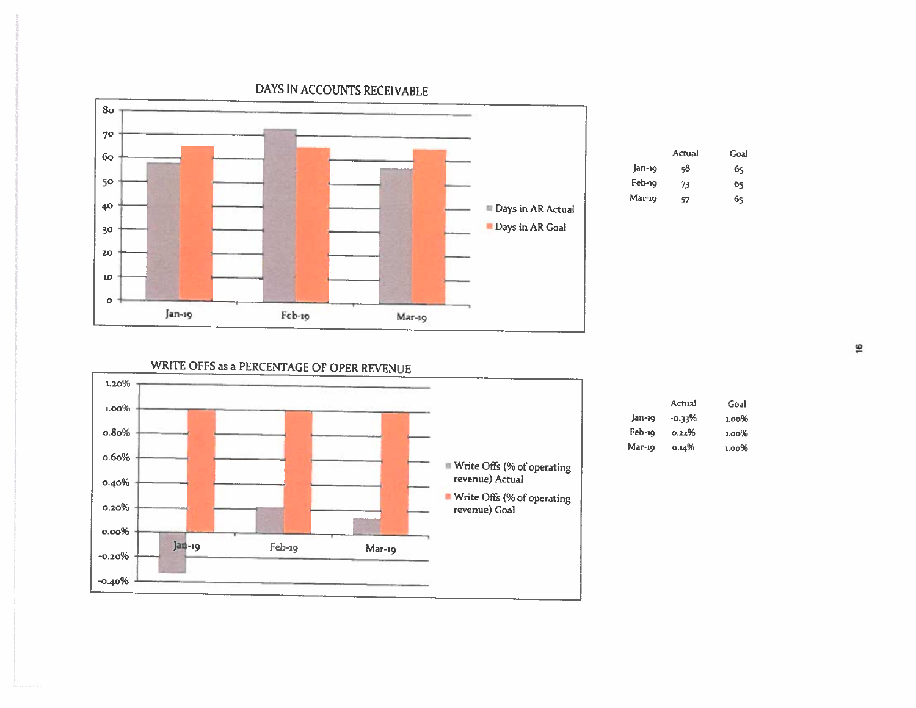## DAYS IN ACCOUNTS RECEIVABLE

| | Actual | Goal |
|---|---|---|
| Jan-19 | 58 | 65 |
| Feb-19 | 73 | 65 |
| Mar-19 | 57 | 65 |

## WRITE OFFS as a PERCENTAGE OF OPER REVENUE

| | Actual | Goal |
|---|---|---|
| Jan-19 | -0.33% | 1.00% |
| Feb-19 | 0.22% | 1.00% |
| Mar-19 | 0.14% | 1.00% |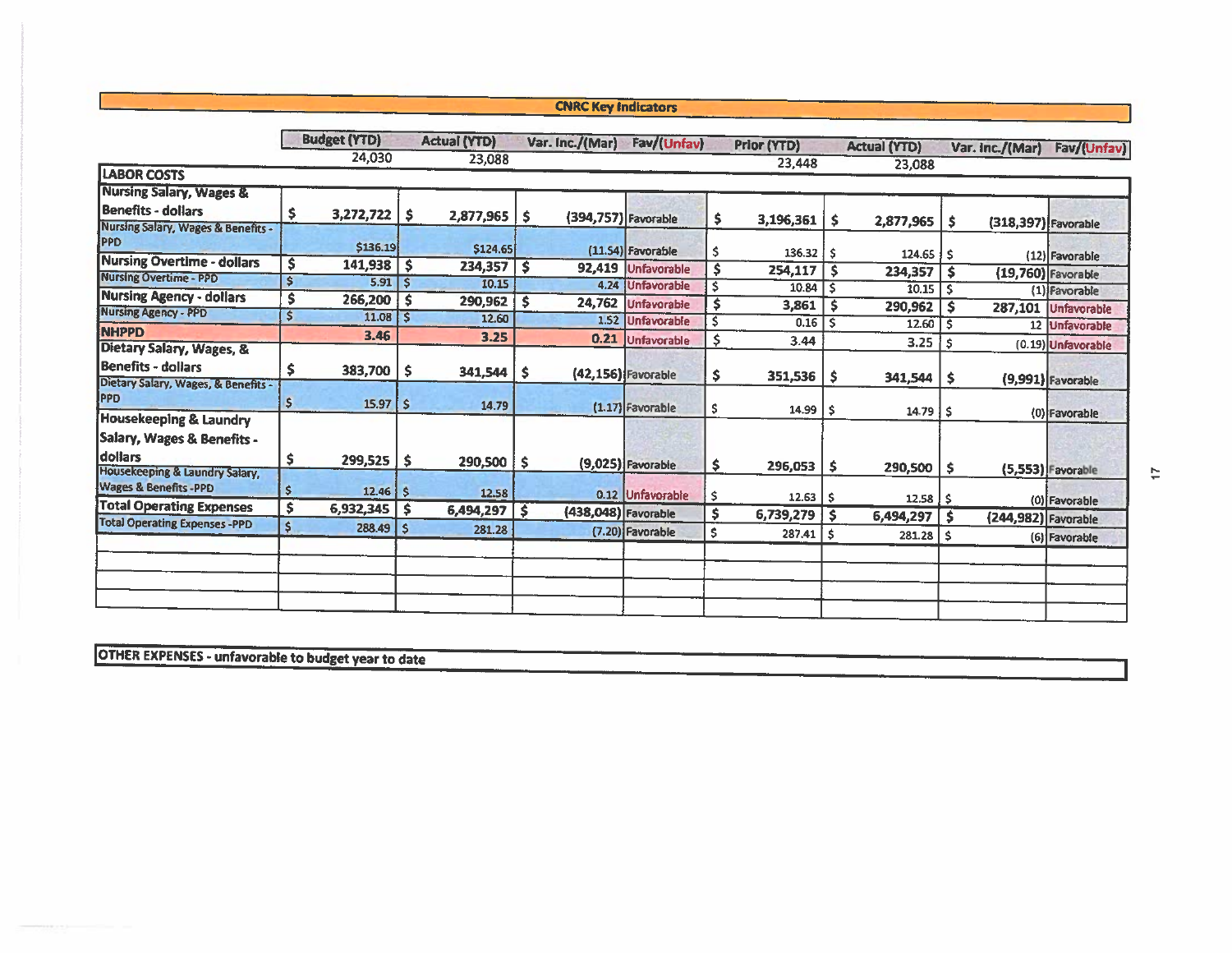## CNRC Key Indicators

| | Budget (YTD) | Actual (YTD) | Var. Inc./(Mar) | Fav/(Unfav) | Prior (YTD) | Actual (YTD) | Var. Inc./(Mar) | Fav/(Unfav) |
|---|---|---|---|---|---|---|---|---|
| | 24,030 | 23,088 | | | 23,448 | 23,088 | | |
| **LABOR COSTS** | | | | | | | | |
| **Nursing Salary, Wages & Benefits - dollars** | $ 3,272,722 | $ 2,877,965 | $ (394,757) | Favorable | $ 3,196,361 | $ 2,877,965 | $ (318,397) | Favorable |
| Nursing Salary, Wages & Benefits - PPD | $136.19 | $124.65 | (11.54) | Favorable | $ 136.32 | $ 124.65 | $ (12) | Favorable |
| **Nursing Overtime - dollars** | $ 141,938 | $ 234,357 | $ 92,419 | Unfavorable | $ 254,117 | $ 234,357 | $ (19,760) | Favorable |
| Nursing Overtime - PPD | $ 5.91 | $ 10.15 | 4.24 | Unfavorable | $ 10.84 | $ 10.15 | $ (1) | Favorable |
| **Nursing Agency - dollars** | $ 266,200 | $ 290,962 | $ 24,762 | Unfavorable | $ 3,861 | $ 290,962 | $ 287,101 | Unfavorable |
| Nursing Agency - PPD | $ 11.08 | $ 12.60 | 1.52 | Unfavorable | $ 0.16 | $ 12.60 | $ 12 | Unfavorable |
| **NHPPD** | 3.46 | 3.25 | 0.21 | Unfavorable | $ 3.44 | 3.25 | $ (0.19) | Unfavorable |
| **Dietary Salary, Wages, & Benefits - dollars** | $ 383,700 | $ 341,544 | $ (42,156) | Favorable | $ 351,536 | $ 341,544 | $ (9,991) | Favorable |
| Dietary Salary, Wages, & Benefits - PPD | $ 15.97 | $ 14.79 | (1.17) | Favorable | $ 14.99 | $ 14.79 | $ (0) | Favorable |
| **Housekeeping & Laundry Salary, Wages & Benefits - dollars** | $ 299,525 | $ 290,500 | $ (9,025) | Favorable | $ 296,053 | $ 290,500 | $ (5,553) | Favorable |
| Housekeeping & Laundry Salary, Wages & Benefits -PPD | $ 12.46 | $ 12.58 | 0.12 | Unfavorable | $ 12.63 | $ 12.58 | $ (0) | Favorable |
| **Total Operating Expenses** | $ 6,932,345 | $ 6,494,297 | $ (438,048) | Favorable | $ 6,739,279 | $ 6,494,297 | $ (244,982) | Favorable |
| Total Operating Expenses -PPD | $ 288.49 | $ 281.28 | (7.20) | Favorable | $ 287.41 | $ 281.28 | $ (6) | Favorable |

**OTHER EXPENSES - unfavorable to budget year to date**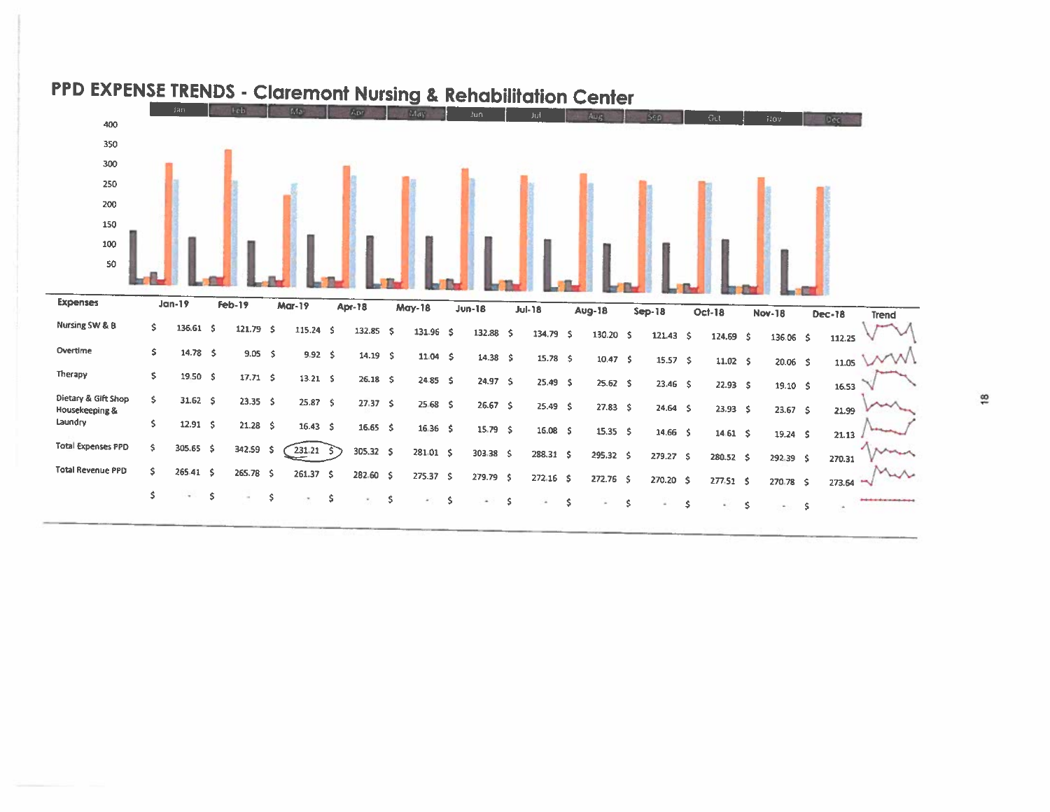# PPD EXPENSE TRENDS - Claremont Nursing & Rehabilitation Center

| Expenses | Jan-19 | Feb-19 | Mar-19 | Apr-18 | May-18 | Jun-18 | Jul-18 | Aug-18 | Sep-18 | Oct-18 | Nov-18 | Dec-18 | Trend |
|---|---|---|---|---|---|---|---|---|---|---|---|---|---|
| Nursing SW & B | $ 136.61 | $ 121.79 | $ 115.24 | $ 132.85 | $ 131.96 | $ 132.88 | $ 134.79 | $ 130.20 | $ 121.43 | $ 124.69 | $ 136.06 | $ 112.25 | |
| Overtime | $ 14.78 | $ 9.05 | $ 9.92 | $ 14.19 | $ 11.04 | $ 14.38 | $ 15.78 | $ 10.47 | $ 15.57 | $ 11.02 | $ 20.06 | $ 11.05 | |
| Therapy | $ 19.50 | $ 17.71 | $ 13.21 | $ 26.18 | $ 24.85 | $ 24.97 | $ 25.49 | $ 25.62 | $ 23.46 | $ 22.93 | $ 19.10 | $ 16.53 | |
| Dietary & Gift Shop | $ 31.62 | $ 23.35 | $ 25.87 | $ 27.37 | $ 25.68 | $ 26.67 | $ 25.49 | $ 27.83 | $ 24.64 | $ 23.93 | $ 23.67 | $ 21.99 | |
| Housekeeping & Laundry | $ 12.91 | $ 21.28 | $ 16.43 | $ 16.65 | $ 16.36 | $ 15.79 | $ 16.08 | $ 15.35 | $ 14.66 | $ 14.61 | $ 19.24 | $ 21.13 | |
| Total Expenses PPD | $ 305.65 | $ 342.59 | $ 231.21 | $ 305.32 | $ 281.01 | $ 303.38 | $ 288.31 | $ 295.32 | $ 279.27 | $ 280.52 | $ 292.39 | $ 270.31 | |
| Total Revenue PPD | $ 265.41 | $ 265.78 | $ 261.37 | $ 282.60 | $ 275.37 | $ 279.79 | $ 272.16 | $ 272.76 | $ 270.20 | $ 277.51 | $ 270.78 | $ 273.64 | |
| | $ - | $ - | $ - | $ - | $ - | $ - | $ - | $ - | $ - | $ - | $ - | $ - | |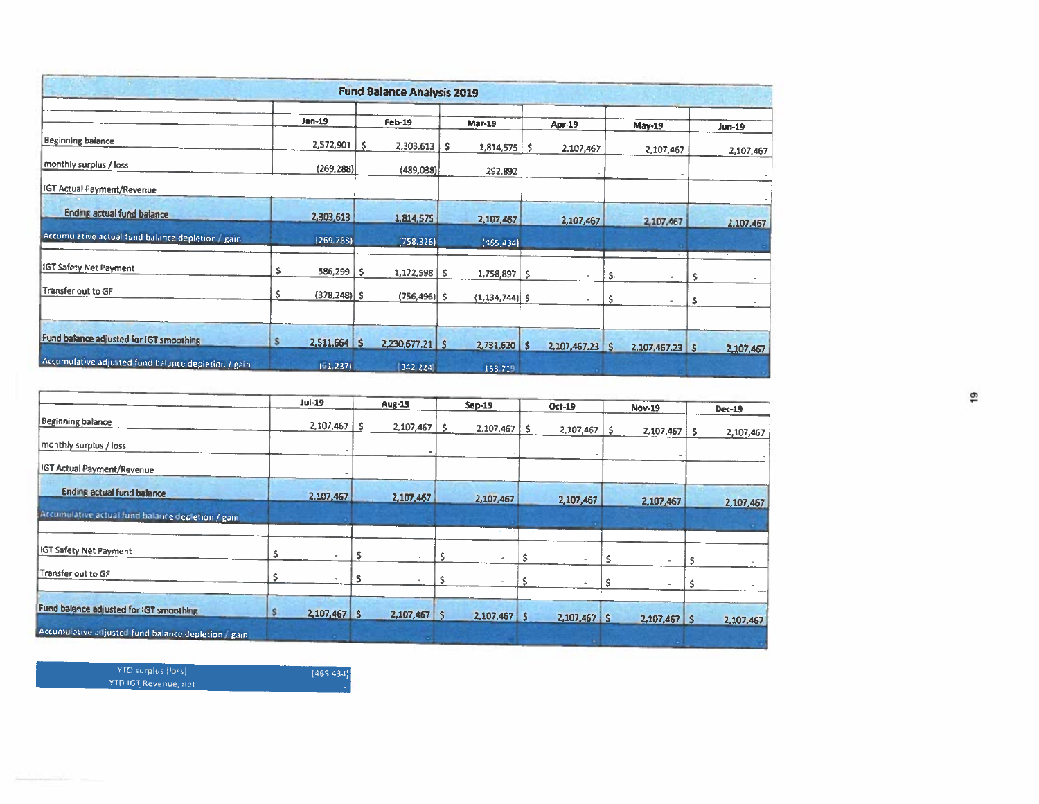## Fund Balance Analysis 2019

| | Jan-19 | Feb-19 | Mar-19 | Apr-19 | May-19 | Jun-19 |
|---|---|---|---|---|---|---|
| Beginning balance | 2,572,901 | $ 2,303,613 | $ 1,814,575 | $ 2,107,467 | 2,107,467 | 2,107,467 |
| monthly surplus / loss | (269,288) | (489,038) | 292,892 | - | - | - |
| IGT Actual Payment/Revenue | | | | | | - |
| Ending actual fund balance | 2,303,613 | 1,814,575 | 2,107,467 | 2,107,467 | 2,107,467 | 2,107,467 |
| Accumulative actual fund balance depletion / gain | (269,288) | (758,326) | (465,434) | - | - | - |
| IGT Safety Net Payment | $ 586,299 | $ 1,172,598 | $ 1,758,897 | $ - | $ - | $ - |
| Transfer out to GF | $ (378,248) | $ (756,496) | $ (1,134,744) | $ - | $ - | $ - |
| Fund balance adjusted for IGT smoothing | $ 2,511,664 | $ 2,230,677.21 | $ 2,731,620 | $ 2,107,467.23 | $ 2,107,467.23 | $ 2,107,467 |
| Accumulative adjusted fund balance depletion / gain | (61,237) | (342,224) | 158,719 | - | - | - |

| | Jul-19 | Aug-19 | Sep-19 | Oct-19 | Nov-19 | Dec-19 |
|---|---|---|---|---|---|---|
| Beginning balance | 2,107,467 | $ 2,107,467 | $ 2,107,467 | $ 2,107,467 | $ 2,107,467 | $ 2,107,467 |
| monthly surplus / loss | - | - | - | - | - | - |
| IGT Actual Payment/Revenue | - | | | | | |
| Ending actual fund balance | 2,107,467 | 2,107,467 | 2,107,467 | 2,107,467 | 2,107,467 | 2,107,467 |
| Accumulative actual fund balance depletion / gain | - | - | - | - | - | - |
| IGT Safety Net Payment | $ - | $ - | $ - | $ - | $ - | $ - |
| Transfer out to GF | $ - | $ - | $ - | $ - | $ - | $ - |
| Fund balance adjusted for IGT smoothing | $ 2,107,467 | $ 2,107,467 | $ 2,107,467 | $ 2,107,467 | $ 2,107,467 | $ 2,107,467 |
| Accumulative adjusted fund balance depletion / gain | - | - | - | - | - | - |

| | |
|---|---|
| YTD surplus (loss) | (465,434) |
| YTD IGT Revenue, net | - |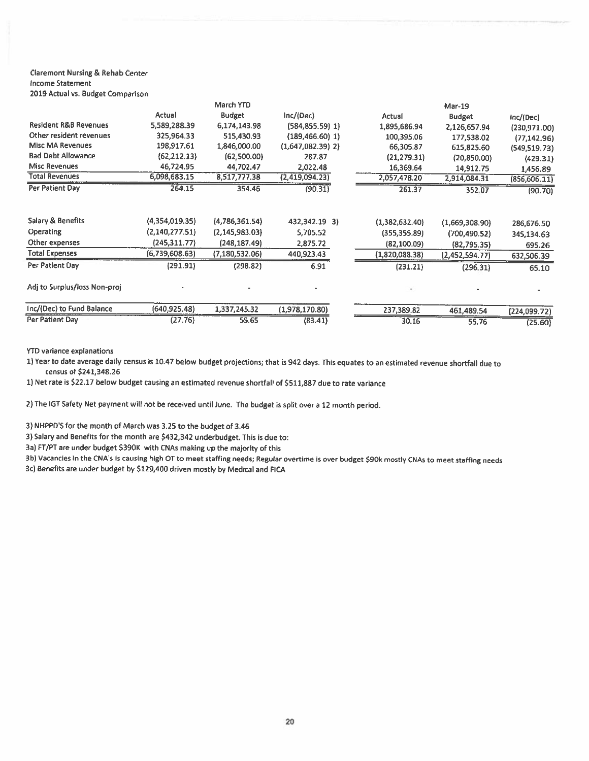Claremont Nursing & Rehab Center
Income Statement
2019 Actual vs. Budget Comparison

| | March YTD | | | Mar-19 | | |
|---|---|---|---|---|---|---|
| | Actual | Budget | Inc/(Dec) | Actual | Budget | Inc/(Dec) |
| Resident R&B Revenues | 5,589,288.39 | 6,174,143.98 | (584,855.59) 1) | 1,895,686.94 | 2,126,657.94 | (230,971.00) |
| Other resident revenues | 325,964.33 | 515,430.93 | (189,466.60) 1) | 100,395.06 | 177,538.02 | (77,142.96) |
| Misc MA Revenues | 198,917.61 | 1,846,000.00 | (1,647,082.39) 2) | 66,305.87 | 615,825.60 | (549,519.73) |
| Bad Debt Allowance | (62,212.13) | (62,500.00) | 287.87 | (21,279.31) | (20,850.00) | (429.31) |
| Misc Revenues | 46,724.95 | 44,702.47 | 2,022.48 | 16,369.64 | 14,912.75 | 1,456.89 |
| Total Revenues | 6,098,683.15 | 8,517,777.38 | (2,419,094.23) | 2,057,478.20 | 2,914,084.31 | (856,606.11) |
| Per Patient Day | 264.15 | 354.46 | (90.31) | 261.37 | 352.07 | (90.70) |
| | | | | | | |
| Salary & Benefits | (4,354,019.35) | (4,786,361.54) | 432,342.19 3) | (1,382,632.40) | (1,669,308.90) | 286,676.50 |
| Operating | (2,140,277.51) | (2,145,983.03) | 5,705.52 | (355,355.89) | (700,490.52) | 345,134.63 |
| Other expenses | (245,311.77) | (248,187.49) | 2,875.72 | (82,100.09) | (82,795.35) | 695.26 |
| Total Expenses | (6,739,608.63) | (7,180,532.06) | 440,923.43 | (1,820,088.38) | (2,452,594.77) | 632,506.39 |
| Per Patient Day | (291.91) | (298.82) | 6.91 | (231.21) | (296.31) | 65.10 |
| | | | | | | |
| Adj to Surplus/loss Non-proj | - | - | - | - | - | - |
| | | | | | | |
| Inc/(Dec) to Fund Balance | (640,925.48) | 1,337,245.32 | (1,978,170.80) | 237,389.82 | 461,489.54 | (224,099.72) |
| Per Patient Day | (27.76) | 55.65 | (83.41) | 30.16 | 55.76 | (25.60) |

YTD variance explanations

1) Year to date average daily census is 10.47 below budget projections; that is 942 days. This equates to an estimated revenue shortfall due to census of $241,348.26

1) Net rate is $22.17 below budget causing an estimated revenue shortfall of $511,887 due to rate variance

2) The IGT Safety Net payment will not be received until June. The budget is split over a 12 month period.

3) NHPPD'S for the month of March was 3.25 to the budget of 3.46

3) Salary and Benefits for the month are $432,342 underbudget. This is due to:

3a) FT/PT are under budget $390K with CNAs making up the majority of this

3b) Vacancies in the CNA's is causing high OT to meet staffing needs; Regular overtime is over budget $90k mostly CNAs to meet staffing needs

3c) Benefits are under budget by $129,400 driven mostly by Medical and FICA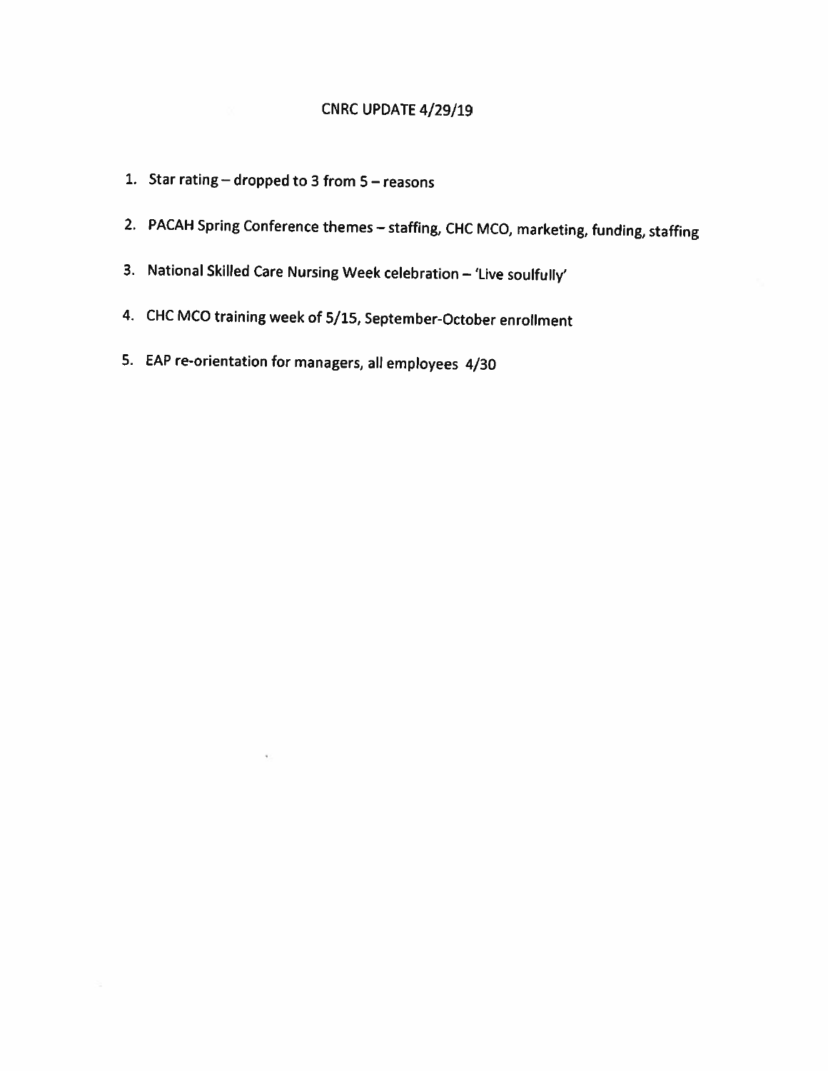# CNRC UPDATE 4/29/19

1. Star rating – dropped to 3 from 5 – reasons
2. PACAH Spring Conference themes – staffing, CHC MCO, marketing, funding, staffing
3. National Skilled Care Nursing Week celebration – 'Live soulfully'
4. CHC MCO training week of 5/15, September-October enrollment
5. EAP re-orientation for managers, all employees 4/30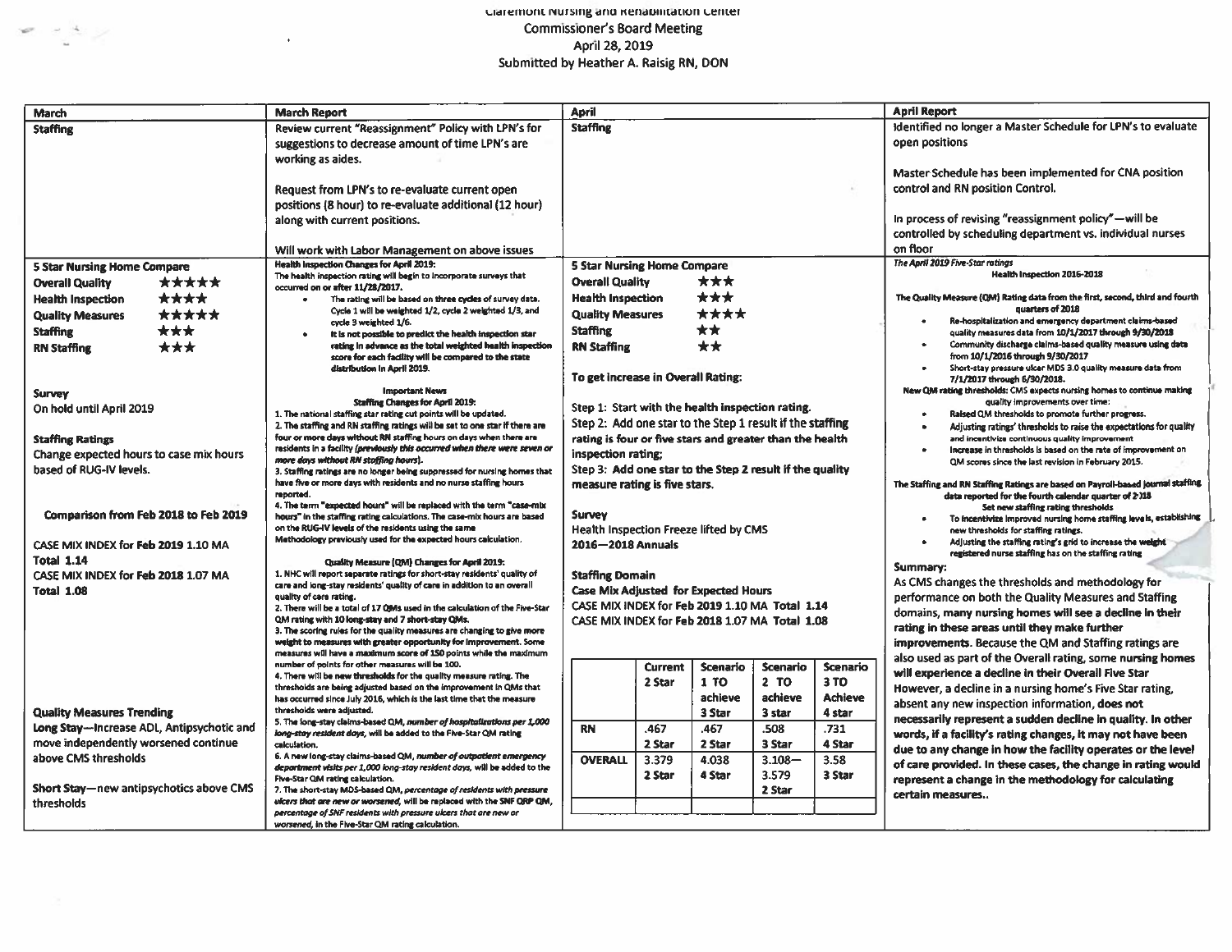Claremont Nursing and Rehabilitation Center
Commissioner's Board Meeting
April 28, 2019
Submitted by Heather A. Raisig RN, DON

## March

**Staffing**

## March Report

Review current "Reassignment" Policy with LPN's for suggestions to decrease amount of time LPN's are working as aides.

Request from LPN's to re-evaluate current open positions (8 hour) to re-evaluate additional (12 hour) along with current positions.

Will work with Labor Management on above issues

## April

**Staffing**

## April Report

Identified no longer a Master Schedule for LPN's to evaluate open positions

Master Schedule has been implemented for CNA position control and RN position Control.

In process of revising "reassignment policy"—will be controlled by scheduling department vs. individual nurses on floor

---

## March

**5 Star Nursing Home Compare**

| | |
|---|---|
| **Overall Quality** | ★★★★★ |
| **Health Inspection** | ★★★★ |
| **Quality Measures** | ★★★★★ |
| **Staffing** | ★★★ |
| **RN Staffing** | ★★★ |

**Survey**
On hold until April 2019

**Staffing Ratings**
Change expected hours to case mix hours based of RUG-IV levels.

**Comparison from Feb 2018 to Feb 2019**

CASE MIX INDEX for **Feb 2019 1.10 MA**
**Total 1.14**
CASE MIX INDEX for **Feb 2018 1.07 MA**
**Total 1.08**

**Quality Measures Trending**
**Long Stay—Increase ADL, Antipsychotic and move independently worsened continue above CMS thresholds**

**Short Stay—new antipsychotics above CMS thresholds**

## March Report

**Health Inspection Changes for April 2019:**
The health inspection rating will begin to incorporate surveys that occurred on or after 11/28/2017.

- The rating will be based on three cycles of survey data. Cycle 1 will be weighted 1/2, cycle 2 weighted 1/3, and cycle 3 weighted 1/6.
- It is not possible to predict the health inspection star rating in advance as the total weighted health inspection score for each facility will be compared to the state distribution in April 2019.

**Important News**
**Staffing Changes for April 2019:**

1. The national staffing star rating cut points will be updated.
2. The staffing and RN staffing ratings will be set to one star if there are four or more days without RN staffing hours on days when there are residents in a facility *(previously this occurred when there were seven or more days without RN staffing hours)*.
3. Staffing ratings are no longer being suppressed for nursing homes that have five or more days with residents and no nurse staffing hours reported.
4. The term "expected hours" will be replaced with the term "case-mix hours" in the staffing rating calculations. The case-mix hours are based on the RUG-IV levels of the residents using the same Methodology previously used for the expected hours calculation.

**Quality Measure (QM) Changes for April 2019:**

1. NHC will report separate ratings for short-stay residents' quality of care and long-stay residents' quality of care in addition to an overall quality of care rating.
2. There will be a total of 17 QMs used in the calculation of the Five-Star QM rating with 10 long-stay and 7 short-stay QMs.
3. The scoring rules for the quality measures are changing to give more weight to measures with greater opportunity for improvement. Some measures will have a maximum score of 150 points while the maximum number of points for other measures will be 100.
4. There will be new thresholds for the quality measure rating. The thresholds are being adjusted based on the improvement in QMs that has occurred since July 2016, which is the last time that the measure thresholds were adjusted.
5. The long-stay claims-based QM, *number of hospitalizations per 1,000 long-stay resident days*, will be added to the Five-Star QM rating calculation.
6. A new long-stay claims-based QM, *number of outpatient emergency department visits per 1,000 long-stay resident days*, will be added to the Five-Star QM rating calculation.
7. The short-stay MDS-based QM, *percentage of residents with pressure ulcers that are new or worsened*, will be replaced with the SNF QRP QM, *percentage of SNF residents with pressure ulcers that are new or worsened*, in the Five-Star QM rating calculation.

## April

**5 Star Nursing Home Compare**

| | |
|---|---|
| **Overall Quality** | ★★★ |
| **Health Inspection** | ★★★ |
| **Quality Measures** | ★★★★ |
| **Staffing** | ★★ |
| **RN Staffing** | ★★ |

**To get increase in Overall Rating:**

Step 1: Start with the health inspection rating.
Step 2: Add one star to the Step 1 result if the staffing rating is four or five stars and greater than the health inspection rating;
Step 3: Add one star to the Step 2 result if the quality measure rating is five stars.

**Survey**
Health Inspection Freeze lifted by CMS
**2016—2018 Annuals**

**Staffing Domain**
**Case Mix Adjusted for Expected Hours**
**CASE MIX INDEX for Feb 2019 1.10 MA Total 1.14**
**CASE MIX INDEX for Feb 2018 1.07 MA Total 1.08**

| | Current 2 Star | Scenario 1 TO achieve 3 Star | Scenario 2 TO achieve 3 star | Scenario 3 TO Achieve 4 star |
|---|---|---|---|---|
| **RN** | .467<br>2 Star | .467<br>2 Star | .508<br>3 Star | .731<br>4 Star |
| **OVERALL** | 3.379<br>2 Star | 4.038<br>4 Star | 3.108—<br>3.579<br>2 Star | 3.58<br>3 Star |
| | | | | |

## April Report

*The April 2019 Five-Star ratings*
**Health Inspection 2016-2018**

**The Quality Measure (QM) Rating data from the first, second, third and fourth quarters of 2018**

- Re-hospitalization and emergency department claims-based quality measures data from 10/1/2017 through 9/30/2018
- Community discharge claims-based quality measure using data from 10/1/2016 through 9/30/2017
- Short-stay pressure ulcer MDS 3.0 quality measure data from 7/1/2017 through 6/30/2018.

**New QM rating thresholds:** CMS expects nursing homes to continue making quality improvements over time:

- Raised QM thresholds to promote further progress.
- Adjusting ratings' thresholds to raise the expectations for quality and incentivize continuous quality improvement
- Increase in thresholds is based on the rate of improvement on QM scores since the last revision in February 2015.

**The Staffing and RN Staffing Ratings are based on Payroll-based journal staffing data reported for the fourth calendar quarter of 2018**
**Set new staffing rating thresholds**

- To incentivize improved nursing home staffing levels, establishing new thresholds for staffing ratings.
- Adjusting the staffing rating's grid to increase the weight registered nurse staffing has on the staffing rating

**Summary:**
As CMS changes the thresholds and methodology for performance on both the Quality Measures and Staffing domains, **many nursing homes will see a decline in their rating in these areas until they make further improvements.** Because the QM and Staffing ratings are also used as part of the Overall rating, **some nursing homes will experience a decline in their Overall Five Star** However, a decline in a nursing home's Five Star rating, absent any new inspection information, **does not necessarily represent a sudden decline in quality. In other words, if a facility's rating changes, it may not have been due to any change in how the facility operates or the level of care provided. In these cases, the change in rating would represent a change in the methodology for calculating certain measures..**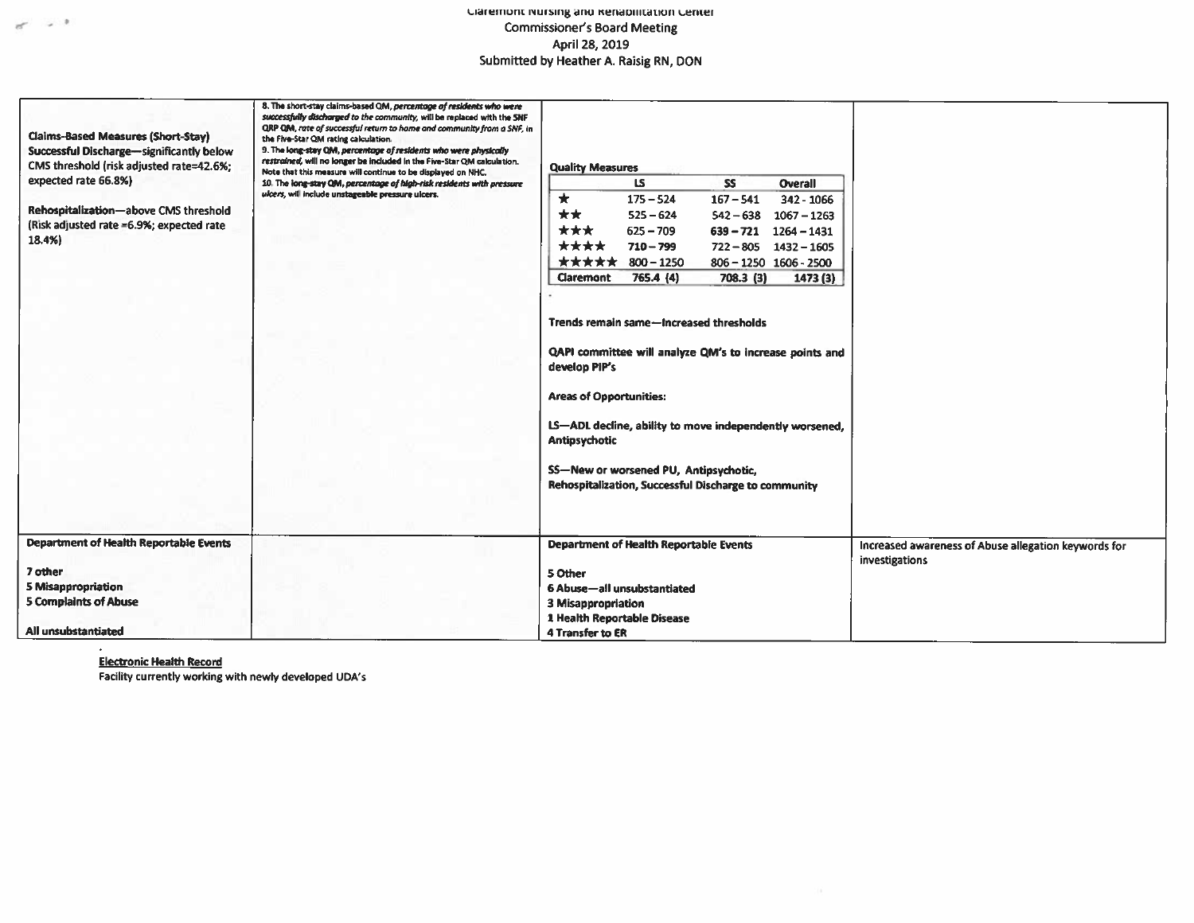Claremont Nursing and Rehabilitation Center
Commissioner's Board Meeting
April 28, 2019
Submitted by Heather A. Raisig RN, DON

| | | | |
|---|---|---|---|
| **Claims-Based Measures (Short-Stay)**<br>**Successful Discharge—significantly below CMS threshold (risk adjusted rate=42.6%; expected rate 66.8%)**<br><br>**Rehospitalization—above CMS threshold (Risk adjusted rate =6.9%; expected rate 18.4%)** | 8. The short-stay claims-based QM, *percentage of residents who were successfully discharged to the community*, will be replaced with the SNF QRP QM, *rate of successful return to home and community from a SNF*, in the Five-Star QM rating calculation.<br>9. The long-stay QM, *percentage of residents who were physically restrained*, will no longer be included in the Five-Star QM calculation. Note that this measure will continue to be displayed on NHC.<br>10. The long-stay QM, *percentage of high-risk residents with pressure ulcers*, will include unstageable pressure ulcers. | **Quality Measures**<br><br>(see table below)<br><br>**Trends remain same—Increased thresholds**<br><br>**QAPI committee will analyze QM's to increase points and develop PIP's**<br><br>**Areas of Opportunities:**<br><br>**LS—ADL decline, ability to move independently worsened, Antipsychotic**<br><br>**SS—New or worsened PU, Antipsychotic, Rehospitalization, Successful Discharge to community** | |
| **Department of Health Reportable Events**<br><br>**7 other**<br>**5 Misappropriation**<br>**5 Complaints of Abuse**<br><br>**All unsubstantiated** | | **Department of Health Reportable Events**<br><br>**5 Other**<br>**6 Abuse—all unsubstantiated**<br>**3 Misappropriation**<br>**1 Health Reportable Disease**<br>**4 Transfer to ER** | Increased awareness of Abuse allegation keywords for investigations |

**Quality Measures**

| | LS | SS | Overall |
|---|---|---|---|
| ★ | 175 – 524 | 167 – 541 | 342 - 1066 |
| ★★ | 525 – 624 | 542 – 638 | 1067 – 1263 |
| ★★★ | 625 – 709 | 639 – 721 | 1264 – 1431 |
| ★★★★ | 710 – 799 | 722 – 805 | 1432 – 1605 |
| ★★★★★ | 800 – 1250 | 806 – 1250 | 1606 - 2500 |
| **Claremont** | **765.4 (4)** | **708.3 (3)** | **1473 (3)** |

**Electronic Health Record**

Facility currently working with newly developed UDA's